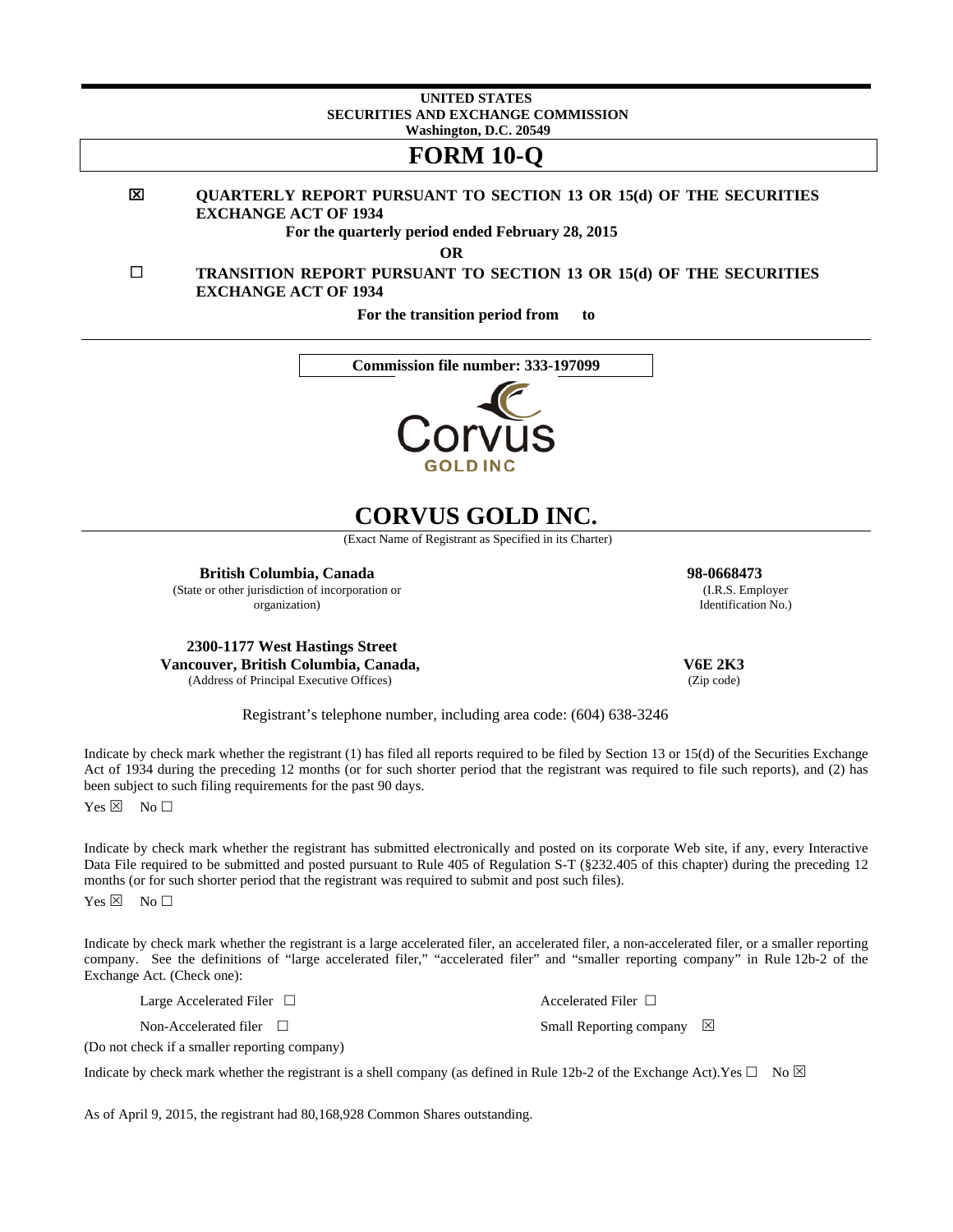**UNITED STATES**
**SECURITIES AND EXCHANGE COMMISSION**
**Washington, D.C. 20549**

# FORM 10-Q

☒ **QUARTERLY REPORT PURSUANT TO SECTION 13 OR 15(d) OF THE SECURITIES EXCHANGE ACT OF 1934**

**For the quarterly period ended February 28, 2015**

**OR**

☐ **TRANSITION REPORT PURSUANT TO SECTION 13 OR 15(d) OF THE SECURITIES EXCHANGE ACT OF 1934**

**For the transition period from to**

**Commission file number: 333-197099**

# CORVUS GOLD INC.

(Exact Name of Registrant as Specified in its Charter)

| | |
|---|---|
| **British Columbia, Canada** | **98-0668473** |
| (State or other jurisdiction of incorporation or organization) | (I.R.S. Employer Identification No.) |
| **2300-1177 West Hastings Street** **Vancouver, British Columbia, Canada,** | **V6E 2K3** |
| (Address of Principal Executive Offices) | (Zip code) |

Registrant's telephone number, including area code: (604) 638-3246

Indicate by check mark whether the registrant (1) has filed all reports required to be filed by Section 13 or 15(d) of the Securities Exchange Act of 1934 during the preceding 12 months (or for such shorter period that the registrant was required to file such reports), and (2) has been subject to such filing requirements for the past 90 days.

Yes ☒ No ☐

Indicate by check mark whether the registrant has submitted electronically and posted on its corporate Web site, if any, every Interactive Data File required to be submitted and posted pursuant to Rule 405 of Regulation S-T (§232.405 of this chapter) during the preceding 12 months (or for such shorter period that the registrant was required to submit and post such files).

Yes ☒ No ☐

Indicate by check mark whether the registrant is a large accelerated filer, an accelerated filer, a non-accelerated filer, or a smaller reporting company. See the definitions of "large accelerated filer," "accelerated filer" and "smaller reporting company" in Rule 12b-2 of the Exchange Act. (Check one):

| | |
|---|---|
| Large Accelerated Filer ☐ | Accelerated Filer ☐ |
| Non-Accelerated filer ☐ | Small Reporting company ☒ |

(Do not check if a smaller reporting company)

Indicate by check mark whether the registrant is a shell company (as defined in Rule 12b-2 of the Exchange Act). Yes ☐ No ☒

As of April 9, 2015, the registrant had 80,168,928 Common Shares outstanding.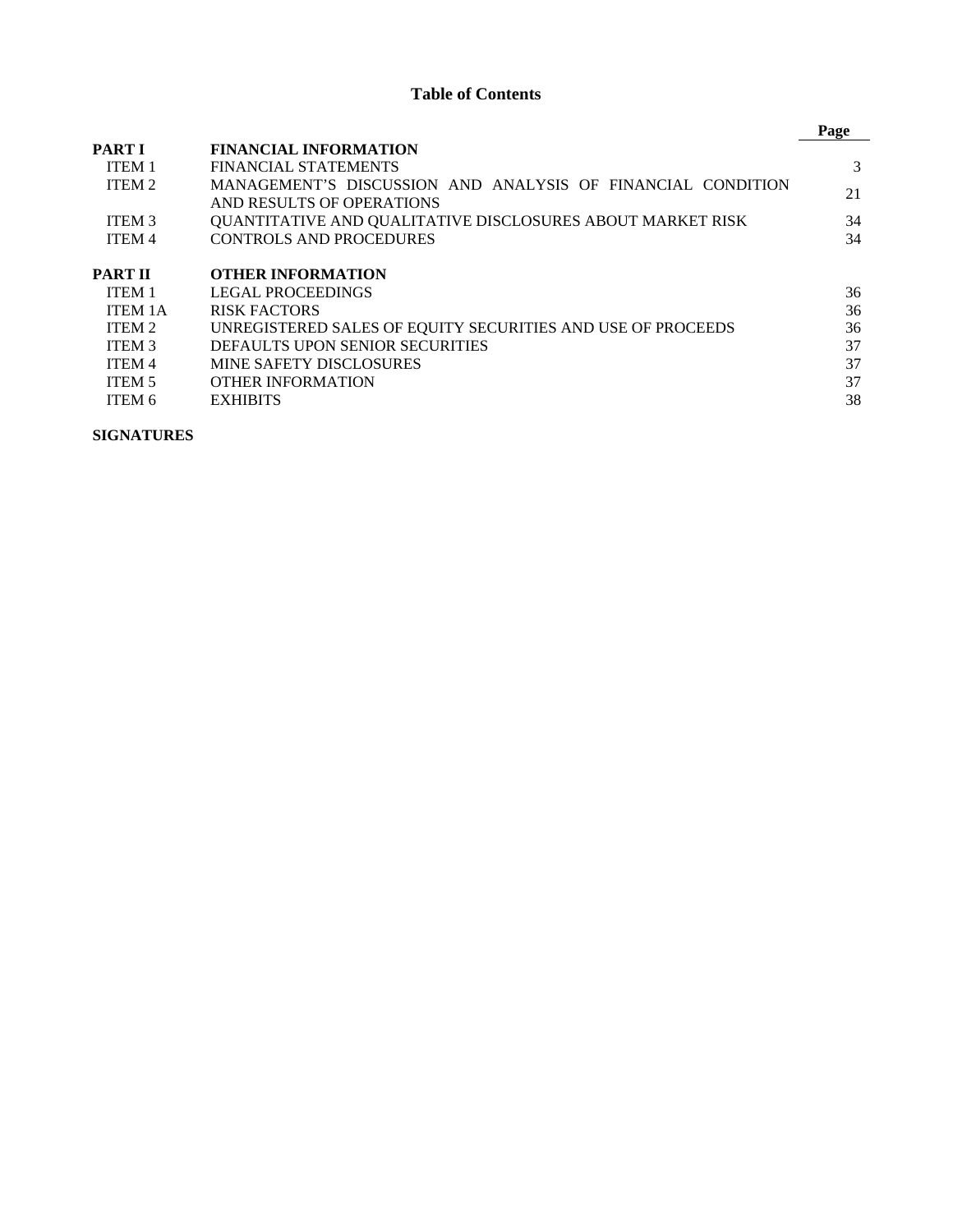# Table of Contents

| | | Page |
|---|---|---|
| **PART I** | **FINANCIAL INFORMATION** | |
| ITEM 1 | FINANCIAL STATEMENTS | 3 |
| ITEM 2 | MANAGEMENT'S DISCUSSION AND ANALYSIS OF FINANCIAL CONDITION AND RESULTS OF OPERATIONS | 21 |
| ITEM 3 | QUANTITATIVE AND QUALITATIVE DISCLOSURES ABOUT MARKET RISK | 34 |
| ITEM 4 | CONTROLS AND PROCEDURES | 34 |
| **PART II** | **OTHER INFORMATION** | |
| ITEM 1 | LEGAL PROCEEDINGS | 36 |
| ITEM 1A | RISK FACTORS | 36 |
| ITEM 2 | UNREGISTERED SALES OF EQUITY SECURITIES AND USE OF PROCEEDS | 36 |
| ITEM 3 | DEFAULTS UPON SENIOR SECURITIES | 37 |
| ITEM 4 | MINE SAFETY DISCLOSURES | 37 |
| ITEM 5 | OTHER INFORMATION | 37 |
| ITEM 6 | EXHIBITS | 38 |

**SIGNATURES**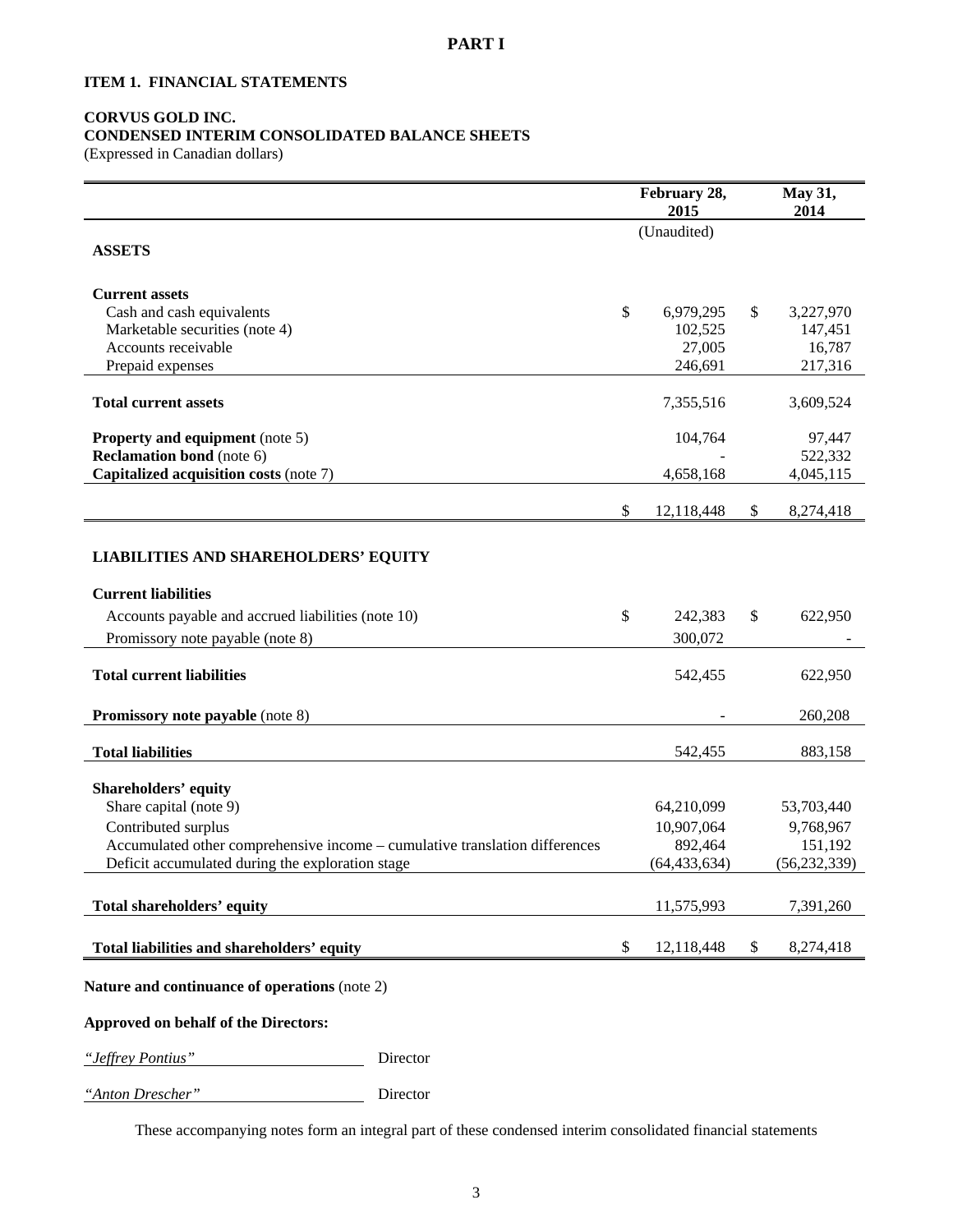# PART I

## ITEM 1. FINANCIAL STATEMENTS

**CORVUS GOLD INC.**
**CONDENSED INTERIM CONSOLIDATED BALANCE SHEETS**
(Expressed in Canadian dollars)

| | February 28, 2015 | May 31, 2014 |
|---|---|---|
| | (Unaudited) | |
| **ASSETS** | | |
| **Current assets** | | |
| Cash and cash equivalents | $ 6,979,295 | $ 3,227,970 |
| Marketable securities (note 4) | 102,525 | 147,451 |
| Accounts receivable | 27,005 | 16,787 |
| Prepaid expenses | 246,691 | 217,316 |
| **Total current assets** | 7,355,516 | 3,609,524 |
| **Property and equipment** (note 5) | 104,764 | 97,447 |
| **Reclamation bond** (note 6) | - | 522,332 |
| **Capitalized acquisition costs** (note 7) | 4,658,168 | 4,045,115 |
| | $ 12,118,448 | $ 8,274,418 |
| **LIABILITIES AND SHAREHOLDERS' EQUITY** | | |
| **Current liabilities** | | |
| Accounts payable and accrued liabilities (note 10) | $ 242,383 | $ 622,950 |
| Promissory note payable (note 8) | 300,072 | - |
| **Total current liabilities** | 542,455 | 622,950 |
| **Promissory note payable** (note 8) | - | 260,208 |
| **Total liabilities** | 542,455 | 883,158 |
| **Shareholders' equity** | | |
| Share capital (note 9) | 64,210,099 | 53,703,440 |
| Contributed surplus | 10,907,064 | 9,768,967 |
| Accumulated other comprehensive income – cumulative translation differences | 892,464 | 151,192 |
| Deficit accumulated during the exploration stage | (64,433,634) | (56,232,339) |
| **Total shareholders' equity** | 11,575,993 | 7,391,260 |
| **Total liabilities and shareholders' equity** | $ 12,118,448 | $ 8,274,418 |

**Nature and continuance of operations** (note 2)

**Approved on behalf of the Directors:**

*"Jeffrey Pontius"* Director

*"Anton Drescher"* Director

These accompanying notes form an integral part of these condensed interim consolidated financial statements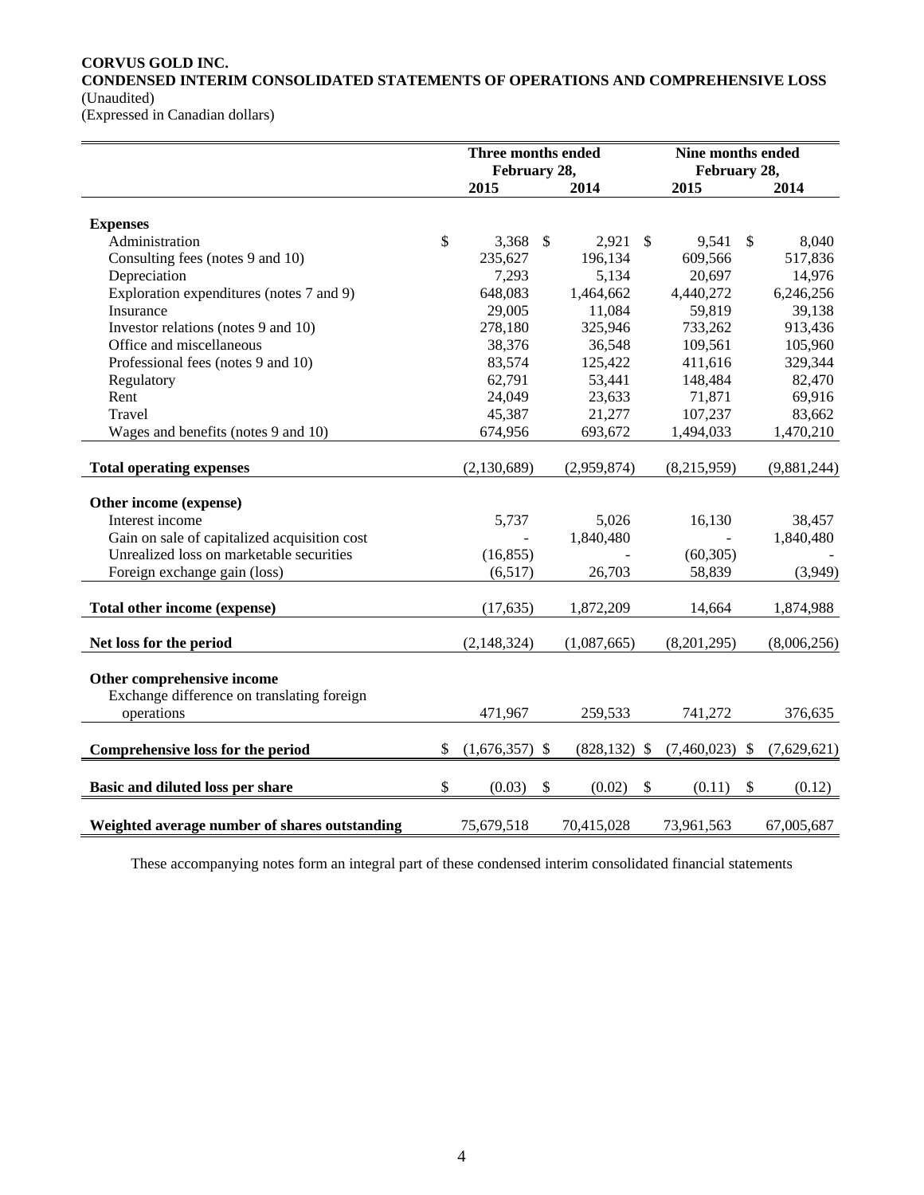**CORVUS GOLD INC.**
**CONDENSED INTERIM CONSOLIDATED STATEMENTS OF OPERATIONS AND COMPREHENSIVE LOSS**
(Unaudited)
(Expressed in Canadian dollars)

| | Three months ended February 28, | | Nine months ended February 28, | |
|---|---|---|---|---|
| | 2015 | 2014 | 2015 | 2014 |
| **Expenses** | | | | |
| Administration | $ 3,368 | $ 2,921 | $ 9,541 | $ 8,040 |
| Consulting fees (notes 9 and 10) | 235,627 | 196,134 | 609,566 | 517,836 |
| Depreciation | 7,293 | 5,134 | 20,697 | 14,976 |
| Exploration expenditures (notes 7 and 9) | 648,083 | 1,464,662 | 4,440,272 | 6,246,256 |
| Insurance | 29,005 | 11,084 | 59,819 | 39,138 |
| Investor relations (notes 9 and 10) | 278,180 | 325,946 | 733,262 | 913,436 |
| Office and miscellaneous | 38,376 | 36,548 | 109,561 | 105,960 |
| Professional fees (notes 9 and 10) | 83,574 | 125,422 | 411,616 | 329,344 |
| Regulatory | 62,791 | 53,441 | 148,484 | 82,470 |
| Rent | 24,049 | 23,633 | 71,871 | 69,916 |
| Travel | 45,387 | 21,277 | 107,237 | 83,662 |
| Wages and benefits (notes 9 and 10) | 674,956 | 693,672 | 1,494,033 | 1,470,210 |
| **Total operating expenses** | (2,130,689) | (2,959,874) | (8,215,959) | (9,881,244) |
| **Other income (expense)** | | | | |
| Interest income | 5,737 | 5,026 | 16,130 | 38,457 |
| Gain on sale of capitalized acquisition cost | - | 1,840,480 | - | 1,840,480 |
| Unrealized loss on marketable securities | (16,855) | - | (60,305) | - |
| Foreign exchange gain (loss) | (6,517) | 26,703 | 58,839 | (3,949) |
| **Total other income (expense)** | (17,635) | 1,872,209 | 14,664 | 1,874,988 |
| **Net loss for the period** | (2,148,324) | (1,087,665) | (8,201,295) | (8,006,256) |
| **Other comprehensive income** | | | | |
| Exchange difference on translating foreign operations | 471,967 | 259,533 | 741,272 | 376,635 |
| **Comprehensive loss for the period** | $ (1,676,357) | $ (828,132) | $ (7,460,023) | $ (7,629,621) |
| **Basic and diluted loss per share** | $ (0.03) | $ (0.02) | $ (0.11) | $ (0.12) |
| **Weighted average number of shares outstanding** | 75,679,518 | 70,415,028 | 73,961,563 | 67,005,687 |

These accompanying notes form an integral part of these condensed interim consolidated financial statements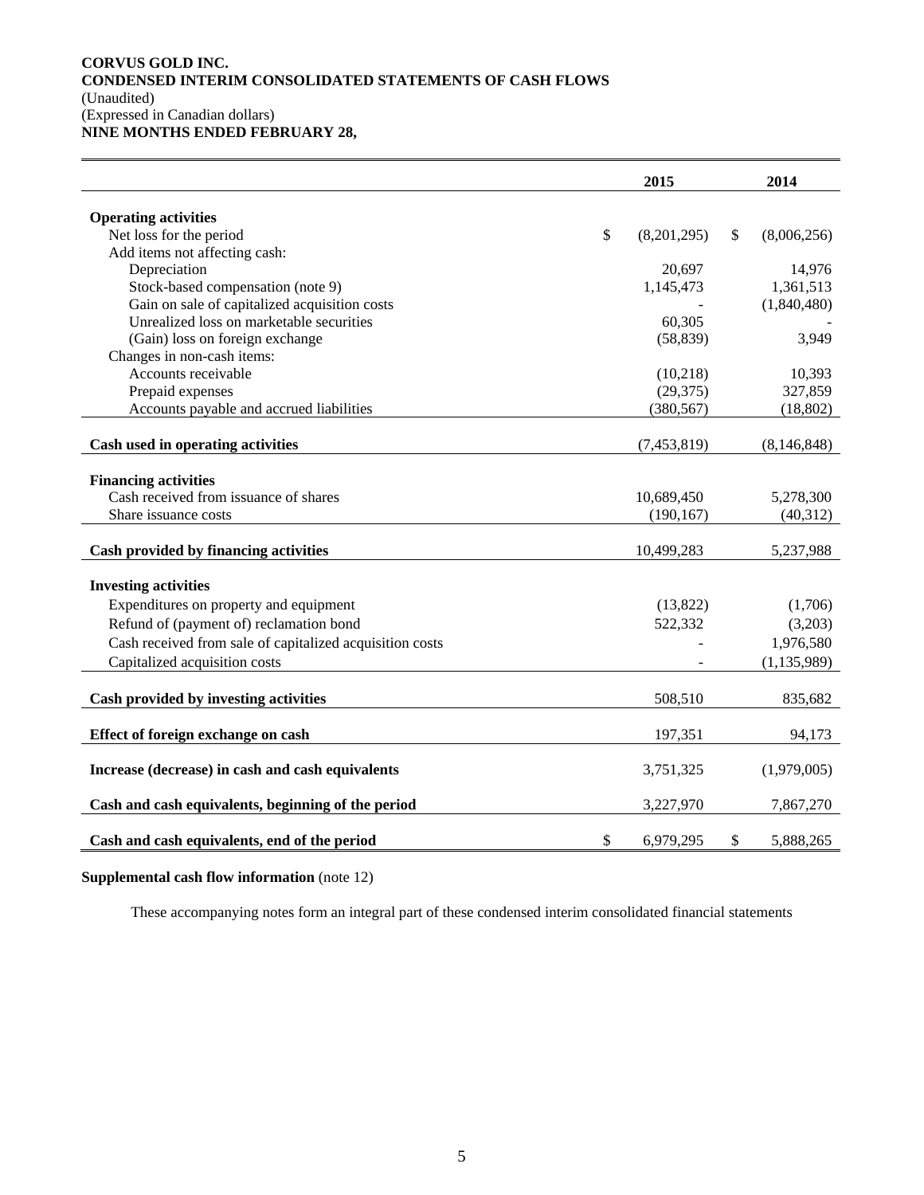**CORVUS GOLD INC.**
**CONDENSED INTERIM CONSOLIDATED STATEMENTS OF CASH FLOWS**
(Unaudited)
(Expressed in Canadian dollars)
**NINE MONTHS ENDED FEBRUARY 28,**

| | 2015 | 2014 |
|---|---|---|
| **Operating activities** | | |
| Net loss for the period | $ (8,201,295) | $ (8,006,256) |
| Add items not affecting cash: | | |
| Depreciation | 20,697 | 14,976 |
| Stock-based compensation (note 9) | 1,145,473 | 1,361,513 |
| Gain on sale of capitalized acquisition costs | - | (1,840,480) |
| Unrealized loss on marketable securities | 60,305 | - |
| (Gain) loss on foreign exchange | (58,839) | 3,949 |
| Changes in non-cash items: | | |
| Accounts receivable | (10,218) | 10,393 |
| Prepaid expenses | (29,375) | 327,859 |
| Accounts payable and accrued liabilities | (380,567) | (18,802) |
| **Cash used in operating activities** | (7,453,819) | (8,146,848) |
| **Financing activities** | | |
| Cash received from issuance of shares | 10,689,450 | 5,278,300 |
| Share issuance costs | (190,167) | (40,312) |
| **Cash provided by financing activities** | 10,499,283 | 5,237,988 |
| **Investing activities** | | |
| Expenditures on property and equipment | (13,822) | (1,706) |
| Refund of (payment of) reclamation bond | 522,332 | (3,203) |
| Cash received from sale of capitalized acquisition costs | - | 1,976,580 |
| Capitalized acquisition costs | - | (1,135,989) |
| **Cash provided by investing activities** | 508,510 | 835,682 |
| **Effect of foreign exchange on cash** | 197,351 | 94,173 |
| **Increase (decrease) in cash and cash equivalents** | 3,751,325 | (1,979,005) |
| **Cash and cash equivalents, beginning of the period** | 3,227,970 | 7,867,270 |
| **Cash and cash equivalents, end of the period** | $ 6,979,295 | $ 5,888,265 |

**Supplemental cash flow information** (note 12)

These accompanying notes form an integral part of these condensed interim consolidated financial statements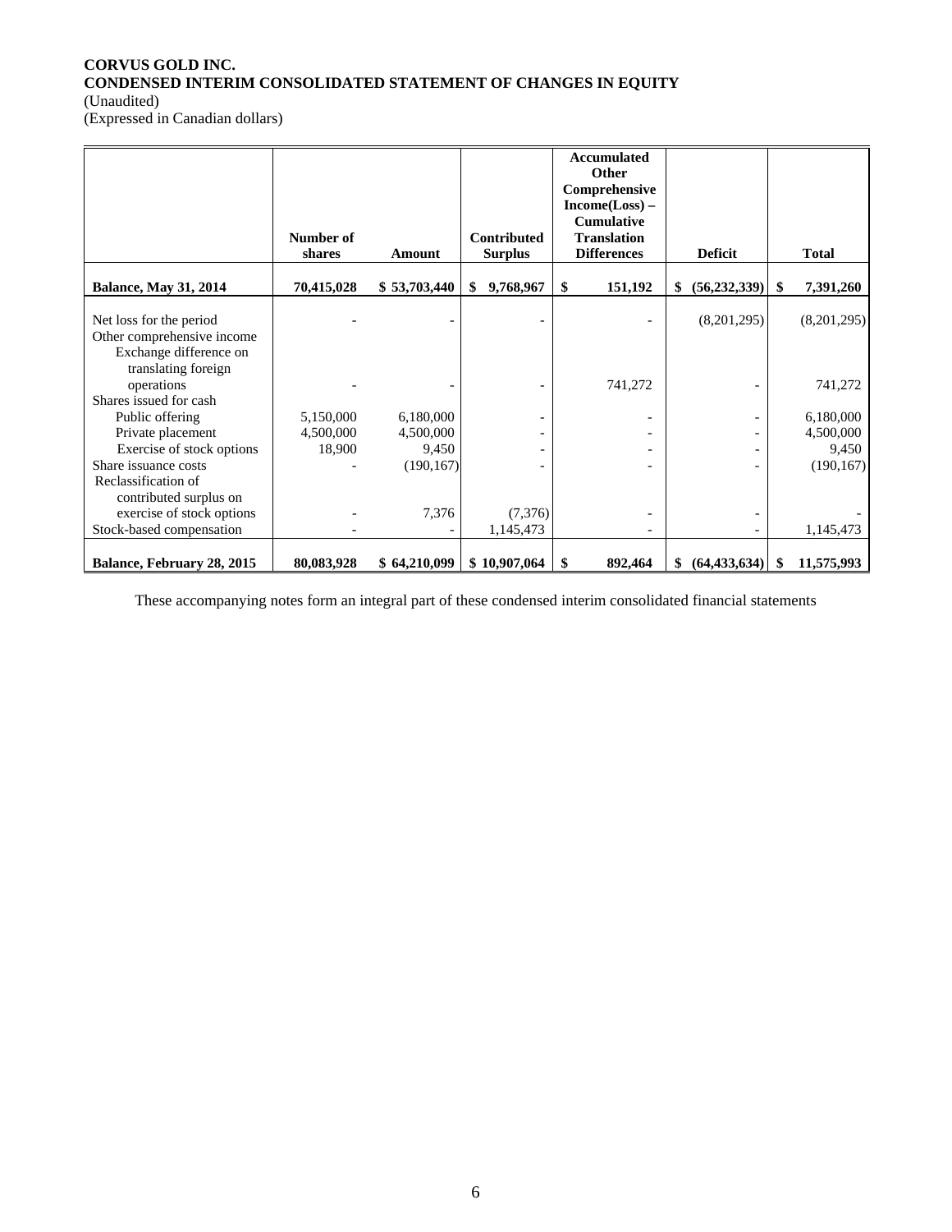**CORVUS GOLD INC.**
**CONDENSED INTERIM CONSOLIDATED STATEMENT OF CHANGES IN EQUITY**
(Unaudited)
(Expressed in Canadian dollars)

| | Number of shares | Amount | Contributed Surplus | Accumulated Other Comprehensive Income(Loss) – Cumulative Translation Differences | Deficit | Total |
|---|---|---|---|---|---|---|
| **Balance, May 31, 2014** | **70,415,028** | **$ 53,703,440** | **$ 9,768,967** | **$ 151,192** | **$ (56,232,339)** | **$ 7,391,260** |
| Net loss for the period | - | - | - | - | (8,201,295) | (8,201,295) |
| Other comprehensive income | | | | | | |
| Exchange difference on translating foreign operations | - | - | - | 741,272 | - | 741,272 |
| Shares issued for cash | | | | | | |
| Public offering | 5,150,000 | 6,180,000 | - | - | - | 6,180,000 |
| Private placement | 4,500,000 | 4,500,000 | - | - | - | 4,500,000 |
| Exercise of stock options | 18,900 | 9,450 | - | - | - | 9,450 |
| Share issuance costs | - | (190,167) | - | - | - | (190,167) |
| Reclassification of contributed surplus on exercise of stock options | - | 7,376 | (7,376) | - | - | - |
| Stock-based compensation | - | - | 1,145,473 | - | - | 1,145,473 |
| **Balance, February 28, 2015** | **80,083,928** | **$ 64,210,099** | **$ 10,907,064** | **$ 892,464** | **$ (64,433,634)** | **$ 11,575,993** |

These accompanying notes form an integral part of these condensed interim consolidated financial statements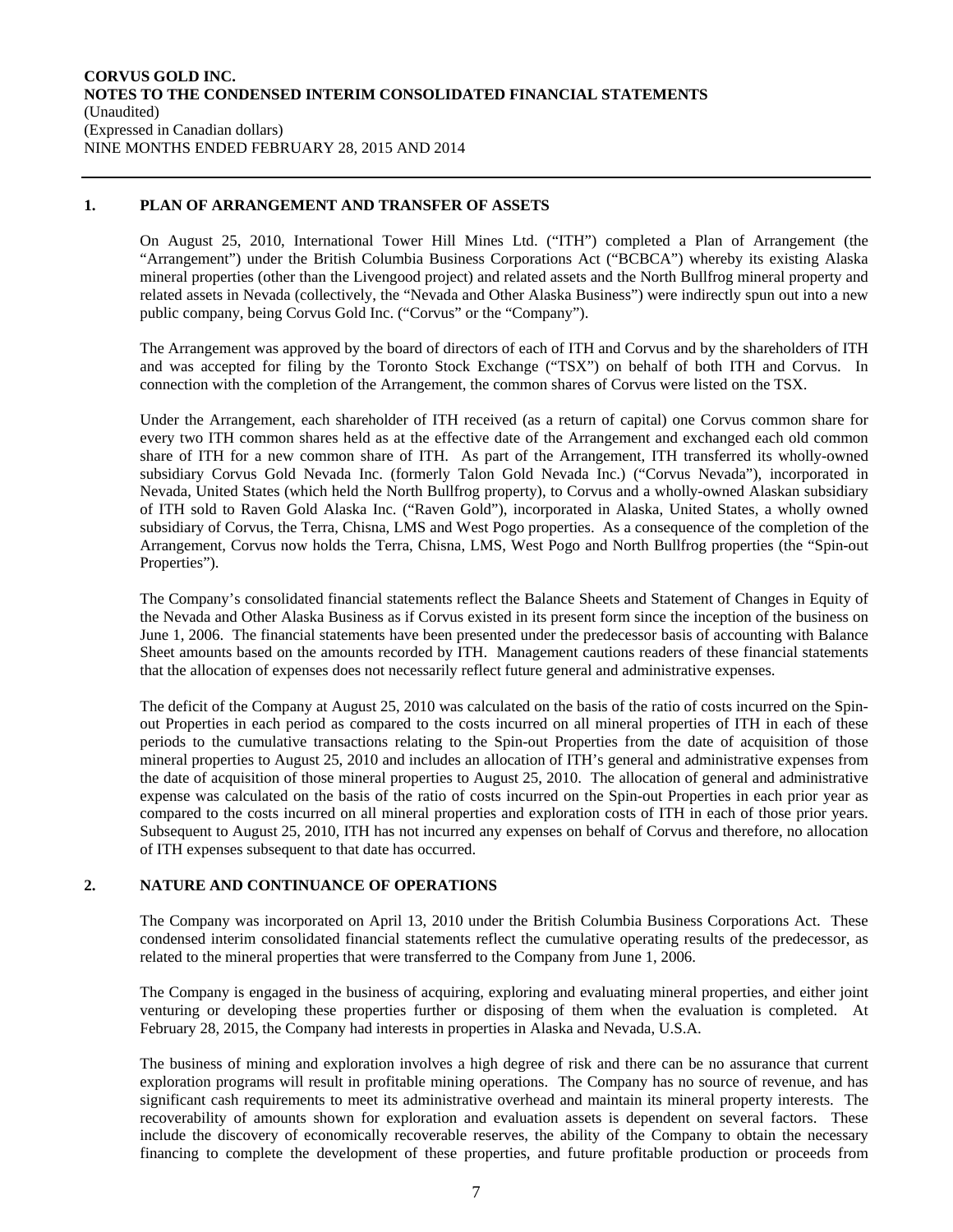## 1. PLAN OF ARRANGEMENT AND TRANSFER OF ASSETS

On August 25, 2010, International Tower Hill Mines Ltd. ("ITH") completed a Plan of Arrangement (the "Arrangement") under the British Columbia Business Corporations Act ("BCBCA") whereby its existing Alaska mineral properties (other than the Livengood project) and related assets and the North Bullfrog mineral property and related assets in Nevada (collectively, the "Nevada and Other Alaska Business") were indirectly spun out into a new public company, being Corvus Gold Inc. ("Corvus" or the "Company").

The Arrangement was approved by the board of directors of each of ITH and Corvus and by the shareholders of ITH and was accepted for filing by the Toronto Stock Exchange ("TSX") on behalf of both ITH and Corvus. In connection with the completion of the Arrangement, the common shares of Corvus were listed on the TSX.

Under the Arrangement, each shareholder of ITH received (as a return of capital) one Corvus common share for every two ITH common shares held as at the effective date of the Arrangement and exchanged each old common share of ITH for a new common share of ITH. As part of the Arrangement, ITH transferred its wholly-owned subsidiary Corvus Gold Nevada Inc. (formerly Talon Gold Nevada Inc.) ("Corvus Nevada"), incorporated in Nevada, United States (which held the North Bullfrog property), to Corvus and a wholly-owned Alaskan subsidiary of ITH sold to Raven Gold Alaska Inc. ("Raven Gold"), incorporated in Alaska, United States, a wholly owned subsidiary of Corvus, the Terra, Chisna, LMS and West Pogo properties. As a consequence of the completion of the Arrangement, Corvus now holds the Terra, Chisna, LMS, West Pogo and North Bullfrog properties (the "Spin-out Properties").

The Company's consolidated financial statements reflect the Balance Sheets and Statement of Changes in Equity of the Nevada and Other Alaska Business as if Corvus existed in its present form since the inception of the business on June 1, 2006. The financial statements have been presented under the predecessor basis of accounting with Balance Sheet amounts based on the amounts recorded by ITH. Management cautions readers of these financial statements that the allocation of expenses does not necessarily reflect future general and administrative expenses.

The deficit of the Company at August 25, 2010 was calculated on the basis of the ratio of costs incurred on the Spin-out Properties in each period as compared to the costs incurred on all mineral properties of ITH in each of these periods to the cumulative transactions relating to the Spin-out Properties from the date of acquisition of those mineral properties to August 25, 2010 and includes an allocation of ITH's general and administrative expenses from the date of acquisition of those mineral properties to August 25, 2010. The allocation of general and administrative expense was calculated on the basis of the ratio of costs incurred on the Spin-out Properties in each prior year as compared to the costs incurred on all mineral properties and exploration costs of ITH in each of those prior years. Subsequent to August 25, 2010, ITH has not incurred any expenses on behalf of Corvus and therefore, no allocation of ITH expenses subsequent to that date has occurred.

## 2. NATURE AND CONTINUANCE OF OPERATIONS

The Company was incorporated on April 13, 2010 under the British Columbia Business Corporations Act. These condensed interim consolidated financial statements reflect the cumulative operating results of the predecessor, as related to the mineral properties that were transferred to the Company from June 1, 2006.

The Company is engaged in the business of acquiring, exploring and evaluating mineral properties, and either joint venturing or developing these properties further or disposing of them when the evaluation is completed. At February 28, 2015, the Company had interests in properties in Alaska and Nevada, U.S.A.

The business of mining and exploration involves a high degree of risk and there can be no assurance that current exploration programs will result in profitable mining operations. The Company has no source of revenue, and has significant cash requirements to meet its administrative overhead and maintain its mineral property interests. The recoverability of amounts shown for exploration and evaluation assets is dependent on several factors. These include the discovery of economically recoverable reserves, the ability of the Company to obtain the necessary financing to complete the development of these properties, and future profitable production or proceeds from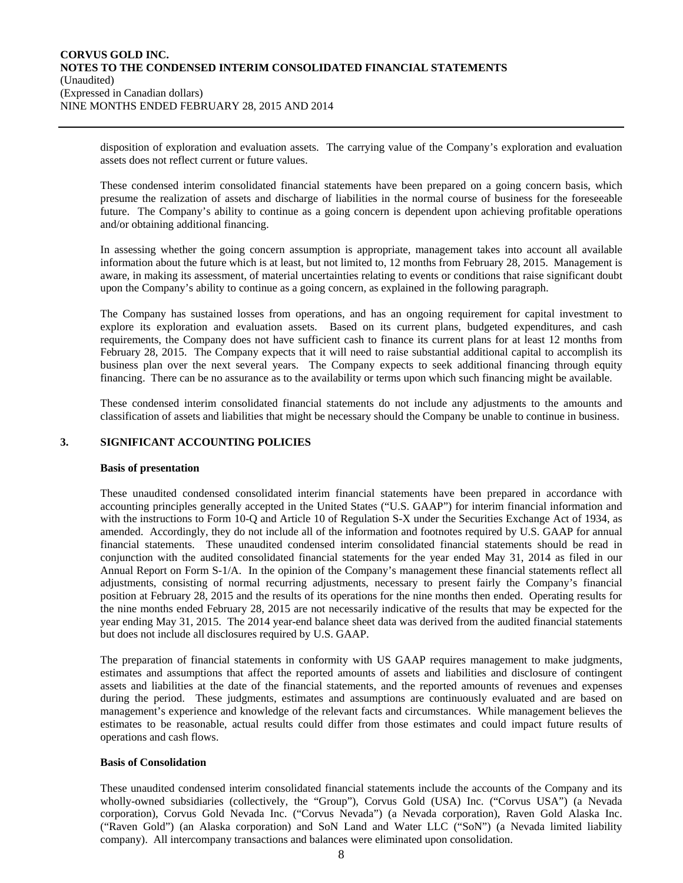disposition of exploration and evaluation assets. The carrying value of the Company's exploration and evaluation assets does not reflect current or future values.

These condensed interim consolidated financial statements have been prepared on a going concern basis, which presume the realization of assets and discharge of liabilities in the normal course of business for the foreseeable future. The Company's ability to continue as a going concern is dependent upon achieving profitable operations and/or obtaining additional financing.

In assessing whether the going concern assumption is appropriate, management takes into account all available information about the future which is at least, but not limited to, 12 months from February 28, 2015. Management is aware, in making its assessment, of material uncertainties relating to events or conditions that raise significant doubt upon the Company's ability to continue as a going concern, as explained in the following paragraph.

The Company has sustained losses from operations, and has an ongoing requirement for capital investment to explore its exploration and evaluation assets. Based on its current plans, budgeted expenditures, and cash requirements, the Company does not have sufficient cash to finance its current plans for at least 12 months from February 28, 2015. The Company expects that it will need to raise substantial additional capital to accomplish its business plan over the next several years. The Company expects to seek additional financing through equity financing. There can be no assurance as to the availability or terms upon which such financing might be available.

These condensed interim consolidated financial statements do not include any adjustments to the amounts and classification of assets and liabilities that might be necessary should the Company be unable to continue in business.

## 3. SIGNIFICANT ACCOUNTING POLICIES

### Basis of presentation

These unaudited condensed consolidated interim financial statements have been prepared in accordance with accounting principles generally accepted in the United States ("U.S. GAAP") for interim financial information and with the instructions to Form 10-Q and Article 10 of Regulation S-X under the Securities Exchange Act of 1934, as amended. Accordingly, they do not include all of the information and footnotes required by U.S. GAAP for annual financial statements. These unaudited condensed interim consolidated financial statements should be read in conjunction with the audited consolidated financial statements for the year ended May 31, 2014 as filed in our Annual Report on Form S-1/A. In the opinion of the Company's management these financial statements reflect all adjustments, consisting of normal recurring adjustments, necessary to present fairly the Company's financial position at February 28, 2015 and the results of its operations for the nine months then ended. Operating results for the nine months ended February 28, 2015 are not necessarily indicative of the results that may be expected for the year ending May 31, 2015. The 2014 year-end balance sheet data was derived from the audited financial statements but does not include all disclosures required by U.S. GAAP.

The preparation of financial statements in conformity with US GAAP requires management to make judgments, estimates and assumptions that affect the reported amounts of assets and liabilities and disclosure of contingent assets and liabilities at the date of the financial statements, and the reported amounts of revenues and expenses during the period. These judgments, estimates and assumptions are continuously evaluated and are based on management's experience and knowledge of the relevant facts and circumstances. While management believes the estimates to be reasonable, actual results could differ from those estimates and could impact future results of operations and cash flows.

### Basis of Consolidation

These unaudited condensed interim consolidated financial statements include the accounts of the Company and its wholly-owned subsidiaries (collectively, the "Group"), Corvus Gold (USA) Inc. ("Corvus USA") (a Nevada corporation), Corvus Gold Nevada Inc. ("Corvus Nevada") (a Nevada corporation), Raven Gold Alaska Inc. ("Raven Gold") (an Alaska corporation) and SoN Land and Water LLC ("SoN") (a Nevada limited liability company). All intercompany transactions and balances were eliminated upon consolidation.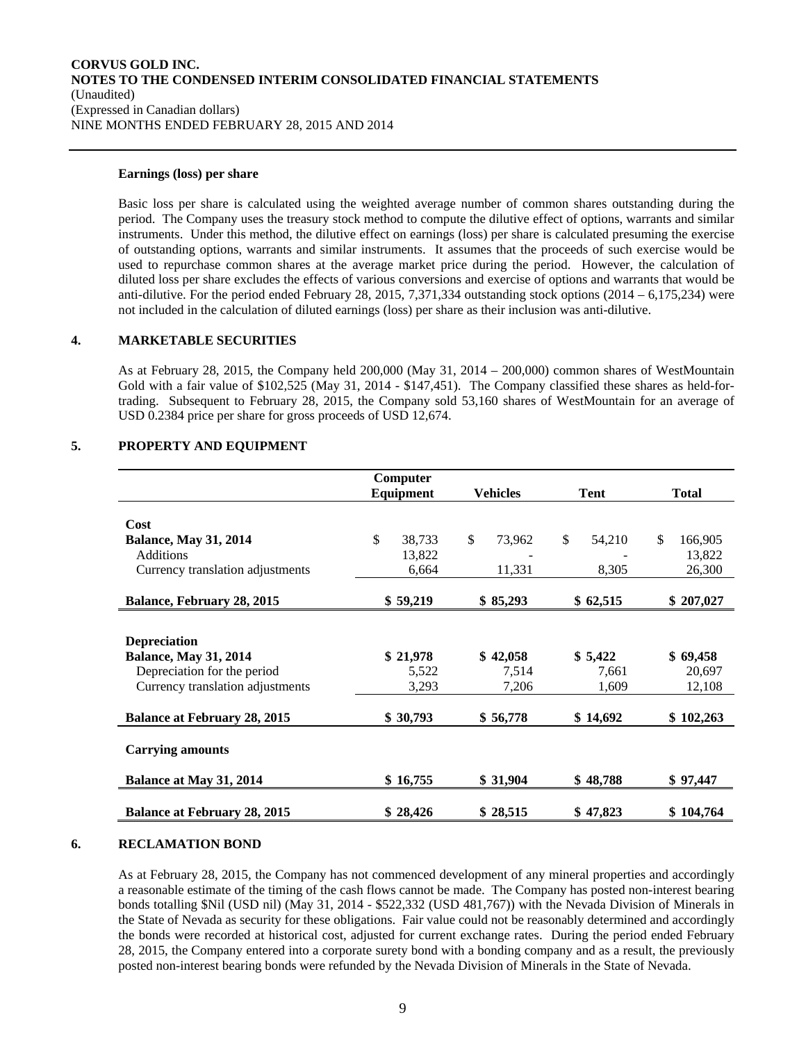**Earnings (loss) per share**

Basic loss per share is calculated using the weighted average number of common shares outstanding during the period. The Company uses the treasury stock method to compute the dilutive effect of options, warrants and similar instruments. Under this method, the dilutive effect on earnings (loss) per share is calculated presuming the exercise of outstanding options, warrants and similar instruments. It assumes that the proceeds of such exercise would be used to repurchase common shares at the average market price during the period. However, the calculation of diluted loss per share excludes the effects of various conversions and exercise of options and warrants that would be anti-dilutive. For the period ended February 28, 2015, 7,371,334 outstanding stock options (2014 – 6,175,234) were not included in the calculation of diluted earnings (loss) per share as their inclusion was anti-dilutive.

## 4. MARKETABLE SECURITIES

As at February 28, 2015, the Company held 200,000 (May 31, 2014 – 200,000) common shares of WestMountain Gold with a fair value of $102,525 (May 31, 2014 - $147,451). The Company classified these shares as held-for-trading. Subsequent to February 28, 2015, the Company sold 53,160 shares of WestMountain for an average of USD 0.2384 price per share for gross proceeds of USD 12,674.

## 5. PROPERTY AND EQUIPMENT

| | Computer Equipment | Vehicles | Tent | Total |
|---|---|---|---|---|
| **Cost** | | | | |
| **Balance, May 31, 2014** | $ 38,733 | $ 73,962 | $ 54,210 | $ 166,905 |
| Additions | 13,822 | - | - | 13,822 |
| Currency translation adjustments | 6,664 | 11,331 | 8,305 | 26,300 |
| **Balance, February 28, 2015** | **$ 59,219** | **$ 85,293** | **$ 62,515** | **$ 207,027** |
| **Depreciation** | | | | |
| **Balance, May 31, 2014** | **$ 21,978** | **$ 42,058** | **$ 5,422** | **$ 69,458** |
| Depreciation for the period | 5,522 | 7,514 | 7,661 | 20,697 |
| Currency translation adjustments | 3,293 | 7,206 | 1,609 | 12,108 |
| **Balance at February 28, 2015** | **$ 30,793** | **$ 56,778** | **$ 14,692** | **$ 102,263** |
| **Carrying amounts** | | | | |
| **Balance at May 31, 2014** | **$ 16,755** | **$ 31,904** | **$ 48,788** | **$ 97,447** |
| **Balance at February 28, 2015** | **$ 28,426** | **$ 28,515** | **$ 47,823** | **$ 104,764** |

## 6. RECLAMATION BOND

As at February 28, 2015, the Company has not commenced development of any mineral properties and accordingly a reasonable estimate of the timing of the cash flows cannot be made. The Company has posted non-interest bearing bonds totalling $Nil (USD nil) (May 31, 2014 - $522,332 (USD 481,767)) with the Nevada Division of Minerals in the State of Nevada as security for these obligations. Fair value could not be reasonably determined and accordingly the bonds were recorded at historical cost, adjusted for current exchange rates. During the period ended February 28, 2015, the Company entered into a corporate surety bond with a bonding company and as a result, the previously posted non-interest bearing bonds were refunded by the Nevada Division of Minerals in the State of Nevada.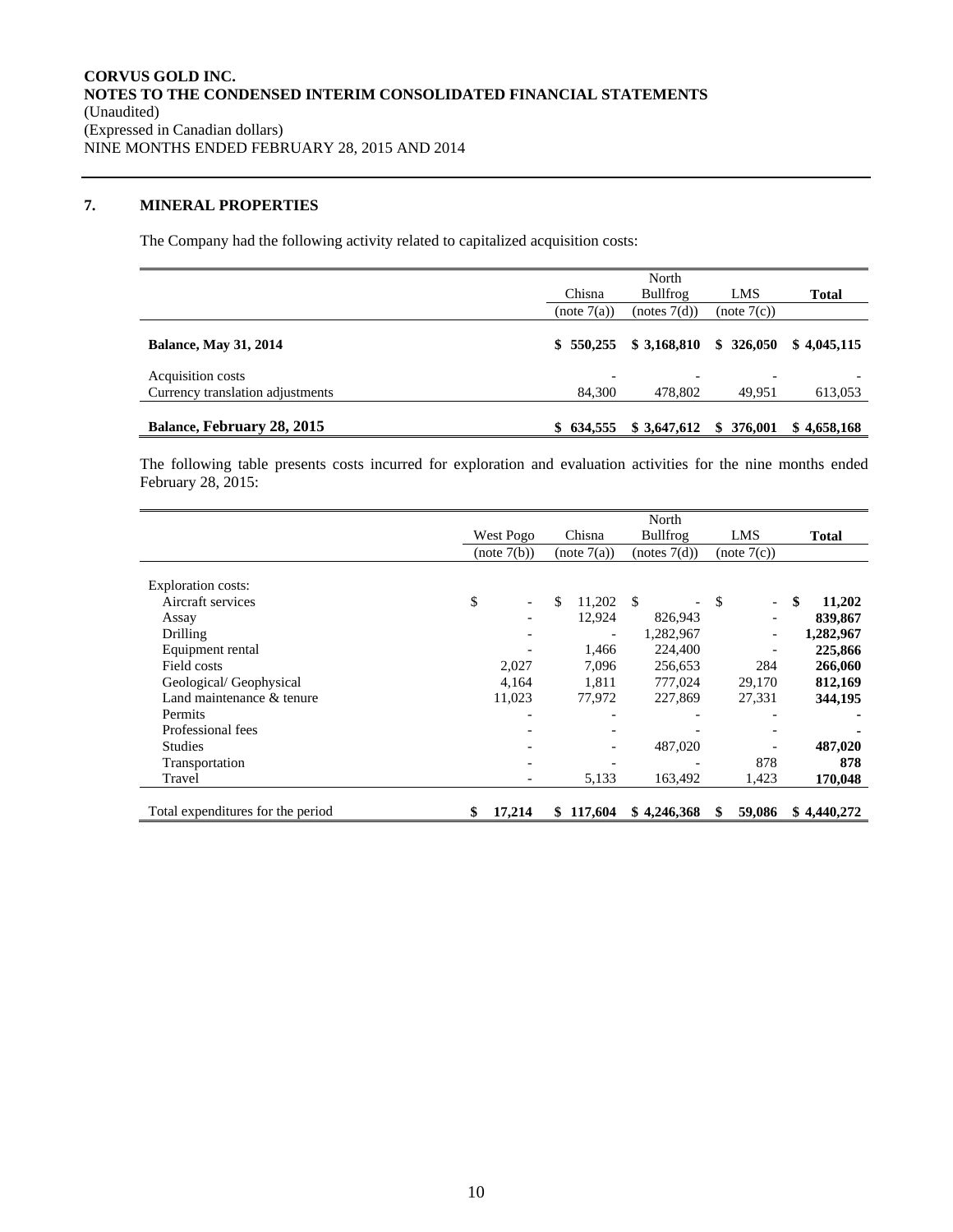## 7. MINERAL PROPERTIES

The Company had the following activity related to capitalized acquisition costs:

| | Chisna (note 7(a)) | North Bullfrog (notes 7(d)) | LMS (note 7(c)) | **Total** |
|---|---|---|---|---|
| **Balance, May 31, 2014** | **$ 550,255** | **$ 3,168,810** | **$ 326,050** | **$ 4,045,115** |
| Acquisition costs | - | - | - | - |
| Currency translation adjustments | 84,300 | 478,802 | 49,951 | 613,053 |
| **Balance, February 28, 2015** | **$ 634,555** | **$ 3,647,612** | **$ 376,001** | **$ 4,658,168** |

The following table presents costs incurred for exploration and evaluation activities for the nine months ended February 28, 2015:

| | West Pogo (note 7(b)) | Chisna (note 7(a)) | North Bullfrog (notes 7(d)) | LMS (note 7(c)) | **Total** |
|---|---|---|---|---|---|
| Exploration costs: | | | | | |
| Aircraft services | $ - | $ 11,202 | $ - | $ - | **$ 11,202** |
| Assay | - | 12,924 | 826,943 | - | **839,867** |
| Drilling | - | - | 1,282,967 | - | **1,282,967** |
| Equipment rental | - | 1,466 | 224,400 | - | **225,866** |
| Field costs | 2,027 | 7,096 | 256,653 | 284 | **266,060** |
| Geological/ Geophysical | 4,164 | 1,811 | 777,024 | 29,170 | **812,169** |
| Land maintenance & tenure | 11,023 | 77,972 | 227,869 | 27,331 | **344,195** |
| Permits | - | - | - | - | **-** |
| Professional fees | - | - | - | - | **-** |
| Studies | - | - | 487,020 | - | **487,020** |
| Transportation | - | - | - | 878 | **878** |
| Travel | - | 5,133 | 163,492 | 1,423 | **170,048** |
| Total expenditures for the period | **$ 17,214** | **$ 117,604** | **$ 4,246,368** | **$ 59,086** | **$ 4,440,272** |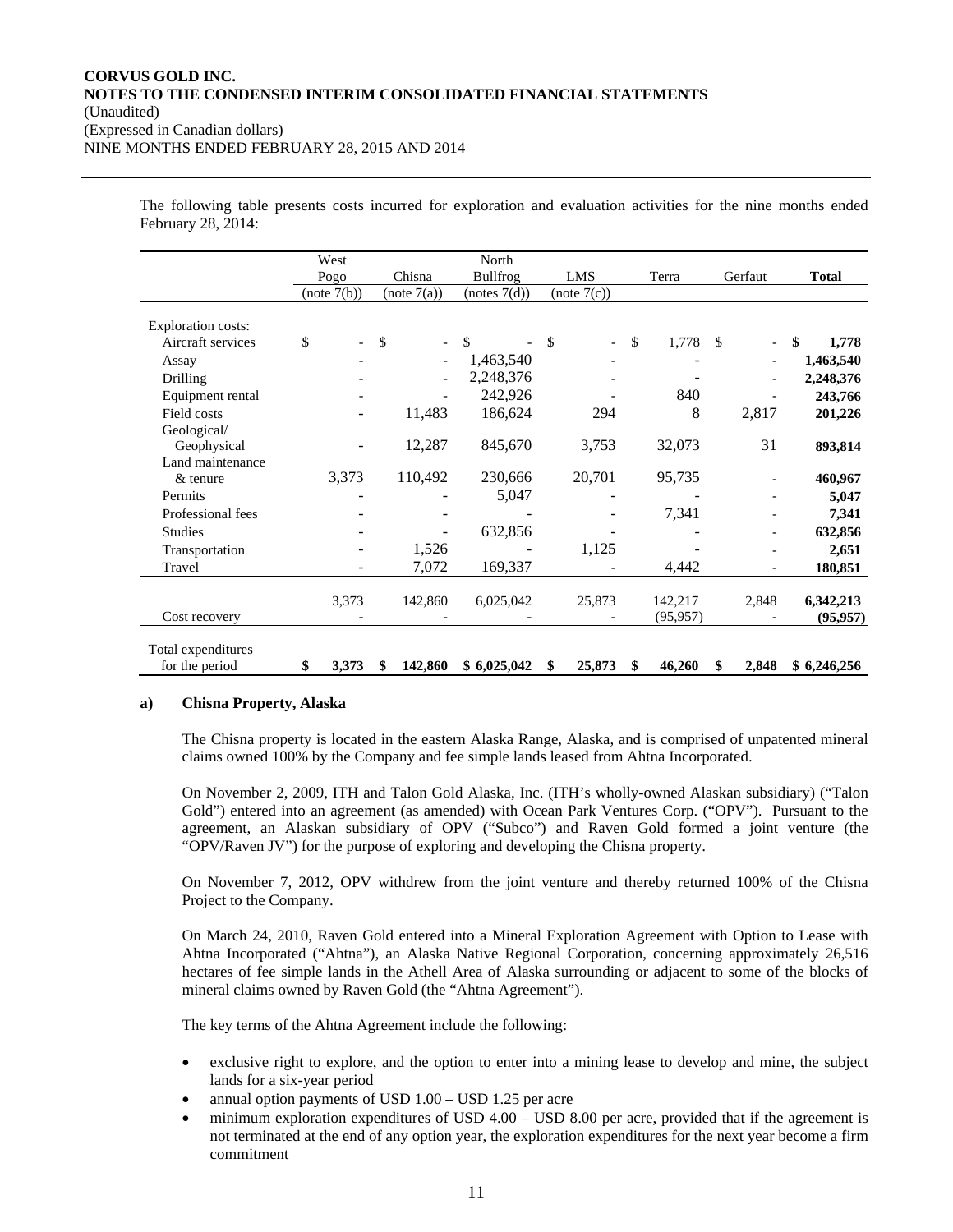The following table presents costs incurred for exploration and evaluation activities for the nine months ended February 28, 2014:

| | West Pogo (note 7(b)) | Chisna (note 7(a)) | North Bullfrog (notes 7(d)) | LMS (note 7(c)) | Terra | Gerfaut | Total |
|---|---|---|---|---|---|---|---|
| Exploration costs: | | | | | | | |
| Aircraft services | $ - | $ - | $ - | $ - | $ 1,778 | $ - | **$ 1,778** |
| Assay | - | - | 1,463,540 | - | - | - | **1,463,540** |
| Drilling | - | - | 2,248,376 | - | - | - | **2,248,376** |
| Equipment rental | - | - | 242,926 | - | 840 | - | **243,766** |
| Field costs | - | 11,483 | 186,624 | 294 | 8 | 2,817 | **201,226** |
| Geological/ Geophysical | - | 12,287 | 845,670 | 3,753 | 32,073 | 31 | **893,814** |
| Land maintenance & tenure | 3,373 | 110,492 | 230,666 | 20,701 | 95,735 | - | **460,967** |
| Permits | - | - | 5,047 | - | - | - | **5,047** |
| Professional fees | - | - | - | - | 7,341 | - | **7,341** |
| Studies | - | - | 632,856 | - | - | - | **632,856** |
| Transportation | - | 1,526 | - | 1,125 | - | - | **2,651** |
| Travel | - | 7,072 | 169,337 | - | 4,442 | - | **180,851** |
| | 3,373 | 142,860 | 6,025,042 | 25,873 | 142,217 | 2,848 | **6,342,213** |
| Cost recovery | - | - | - | - | (95,957) | - | **(95,957)** |
| Total expenditures for the period | **$ 3,373** | **$ 142,860** | **$ 6,025,042** | **$ 25,873** | **$ 46,260** | **$ 2,848** | **$ 6,246,256** |

**a) Chisna Property, Alaska**

The Chisna property is located in the eastern Alaska Range, Alaska, and is comprised of unpatented mineral claims owned 100% by the Company and fee simple lands leased from Ahtna Incorporated.

On November 2, 2009, ITH and Talon Gold Alaska, Inc. (ITH's wholly-owned Alaskan subsidiary) ("Talon Gold") entered into an agreement (as amended) with Ocean Park Ventures Corp. ("OPV"). Pursuant to the agreement, an Alaskan subsidiary of OPV ("Subco") and Raven Gold formed a joint venture (the "OPV/Raven JV") for the purpose of exploring and developing the Chisna property.

On November 7, 2012, OPV withdrew from the joint venture and thereby returned 100% of the Chisna Project to the Company.

On March 24, 2010, Raven Gold entered into a Mineral Exploration Agreement with Option to Lease with Ahtna Incorporated ("Ahtna"), an Alaska Native Regional Corporation, concerning approximately 26,516 hectares of fee simple lands in the Athell Area of Alaska surrounding or adjacent to some of the blocks of mineral claims owned by Raven Gold (the "Ahtna Agreement").

The key terms of the Ahtna Agreement include the following:

- exclusive right to explore, and the option to enter into a mining lease to develop and mine, the subject lands for a six-year period
- annual option payments of USD 1.00 – USD 1.25 per acre
- minimum exploration expenditures of USD 4.00 – USD 8.00 per acre, provided that if the agreement is not terminated at the end of any option year, the exploration expenditures for the next year become a firm commitment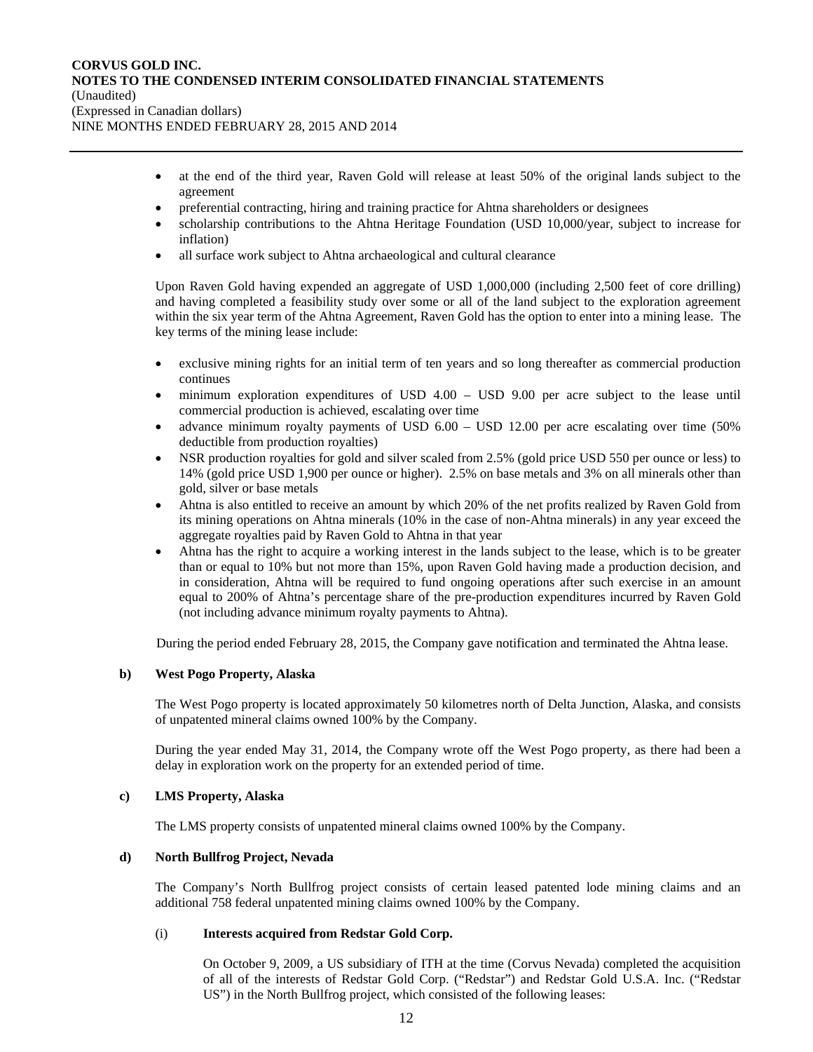- at the end of the third year, Raven Gold will release at least 50% of the original lands subject to the agreement
- preferential contracting, hiring and training practice for Ahtna shareholders or designees
- scholarship contributions to the Ahtna Heritage Foundation (USD 10,000/year, subject to increase for inflation)
- all surface work subject to Ahtna archaeological and cultural clearance

Upon Raven Gold having expended an aggregate of USD 1,000,000 (including 2,500 feet of core drilling) and having completed a feasibility study over some or all of the land subject to the exploration agreement within the six year term of the Ahtna Agreement, Raven Gold has the option to enter into a mining lease. The key terms of the mining lease include:

- exclusive mining rights for an initial term of ten years and so long thereafter as commercial production continues
- minimum exploration expenditures of USD 4.00 – USD 9.00 per acre subject to the lease until commercial production is achieved, escalating over time
- advance minimum royalty payments of USD 6.00 – USD 12.00 per acre escalating over time (50% deductible from production royalties)
- NSR production royalties for gold and silver scaled from 2.5% (gold price USD 550 per ounce or less) to 14% (gold price USD 1,900 per ounce or higher). 2.5% on base metals and 3% on all minerals other than gold, silver or base metals
- Ahtna is also entitled to receive an amount by which 20% of the net profits realized by Raven Gold from its mining operations on Ahtna minerals (10% in the case of non-Ahtna minerals) in any year exceed the aggregate royalties paid by Raven Gold to Ahtna in that year
- Ahtna has the right to acquire a working interest in the lands subject to the lease, which is to be greater than or equal to 10% but not more than 15%, upon Raven Gold having made a production decision, and in consideration, Ahtna will be required to fund ongoing operations after such exercise in an amount equal to 200% of Ahtna's percentage share of the pre-production expenditures incurred by Raven Gold (not including advance minimum royalty payments to Ahtna).

During the period ended February 28, 2015, the Company gave notification and terminated the Ahtna lease.

**b) West Pogo Property, Alaska**

The West Pogo property is located approximately 50 kilometres north of Delta Junction, Alaska, and consists of unpatented mineral claims owned 100% by the Company.

During the year ended May 31, 2014, the Company wrote off the West Pogo property, as there had been a delay in exploration work on the property for an extended period of time.

**c) LMS Property, Alaska**

The LMS property consists of unpatented mineral claims owned 100% by the Company.

**d) North Bullfrog Project, Nevada**

The Company's North Bullfrog project consists of certain leased patented lode mining claims and an additional 758 federal unpatented mining claims owned 100% by the Company.

(i) **Interests acquired from Redstar Gold Corp.**

On October 9, 2009, a US subsidiary of ITH at the time (Corvus Nevada) completed the acquisition of all of the interests of Redstar Gold Corp. ("Redstar") and Redstar Gold U.S.A. Inc. ("Redstar US") in the North Bullfrog project, which consisted of the following leases: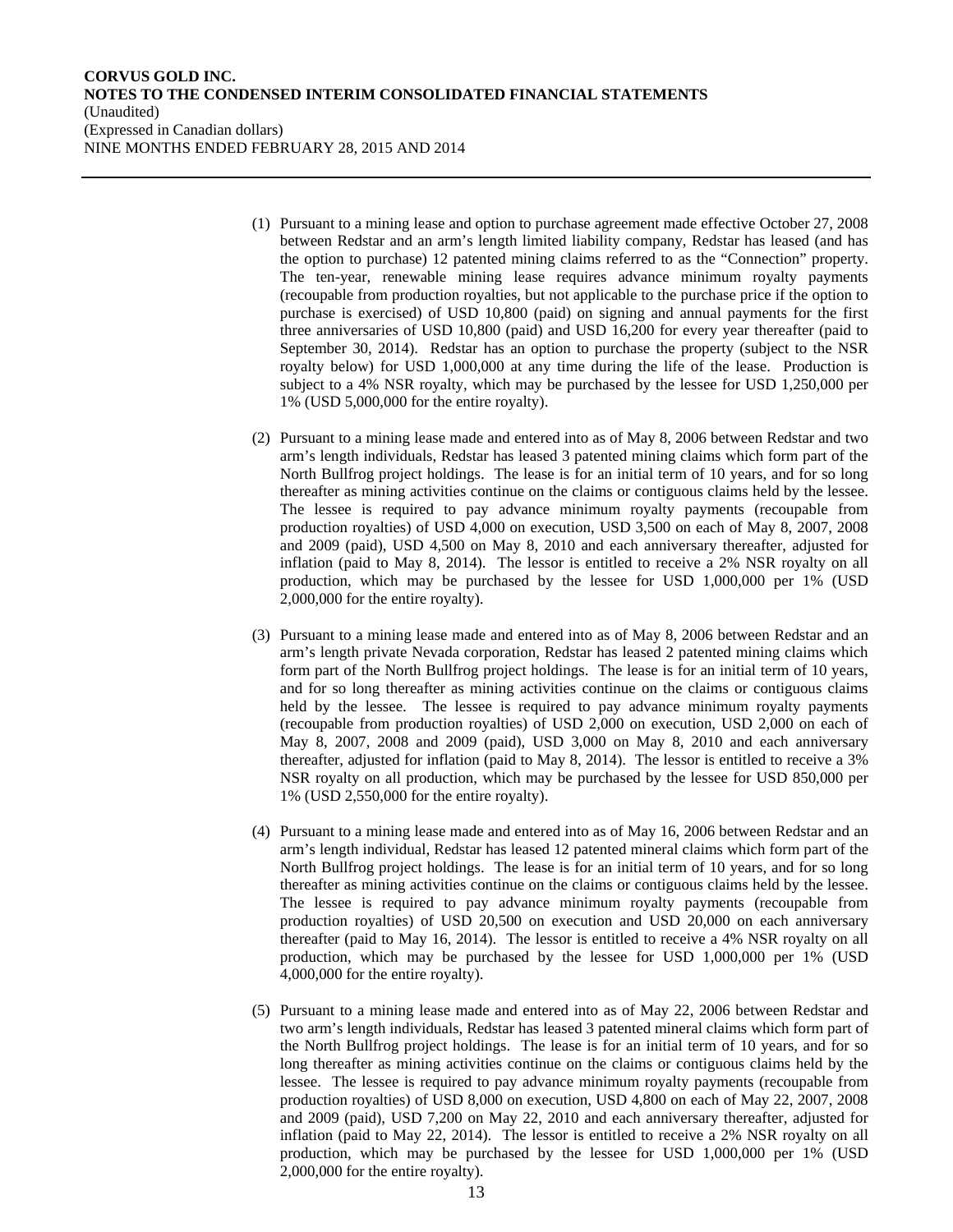(1) Pursuant to a mining lease and option to purchase agreement made effective October 27, 2008 between Redstar and an arm's length limited liability company, Redstar has leased (and has the option to purchase) 12 patented mining claims referred to as the "Connection" property. The ten-year, renewable mining lease requires advance minimum royalty payments (recoupable from production royalties, but not applicable to the purchase price if the option to purchase is exercised) of USD 10,800 (paid) on signing and annual payments for the first three anniversaries of USD 10,800 (paid) and USD 16,200 for every year thereafter (paid to September 30, 2014). Redstar has an option to purchase the property (subject to the NSR royalty below) for USD 1,000,000 at any time during the life of the lease. Production is subject to a 4% NSR royalty, which may be purchased by the lessee for USD 1,250,000 per 1% (USD 5,000,000 for the entire royalty).

(2) Pursuant to a mining lease made and entered into as of May 8, 2006 between Redstar and two arm's length individuals, Redstar has leased 3 patented mining claims which form part of the North Bullfrog project holdings. The lease is for an initial term of 10 years, and for so long thereafter as mining activities continue on the claims or contiguous claims held by the lessee. The lessee is required to pay advance minimum royalty payments (recoupable from production royalties) of USD 4,000 on execution, USD 3,500 on each of May 8, 2007, 2008 and 2009 (paid), USD 4,500 on May 8, 2010 and each anniversary thereafter, adjusted for inflation (paid to May 8, 2014). The lessor is entitled to receive a 2% NSR royalty on all production, which may be purchased by the lessee for USD 1,000,000 per 1% (USD 2,000,000 for the entire royalty).

(3) Pursuant to a mining lease made and entered into as of May 8, 2006 between Redstar and an arm's length private Nevada corporation, Redstar has leased 2 patented mining claims which form part of the North Bullfrog project holdings. The lease is for an initial term of 10 years, and for so long thereafter as mining activities continue on the claims or contiguous claims held by the lessee. The lessee is required to pay advance minimum royalty payments (recoupable from production royalties) of USD 2,000 on execution, USD 2,000 on each of May 8, 2007, 2008 and 2009 (paid), USD 3,000 on May 8, 2010 and each anniversary thereafter, adjusted for inflation (paid to May 8, 2014). The lessor is entitled to receive a 3% NSR royalty on all production, which may be purchased by the lessee for USD 850,000 per 1% (USD 2,550,000 for the entire royalty).

(4) Pursuant to a mining lease made and entered into as of May 16, 2006 between Redstar and an arm's length individual, Redstar has leased 12 patented mineral claims which form part of the North Bullfrog project holdings. The lease is for an initial term of 10 years, and for so long thereafter as mining activities continue on the claims or contiguous claims held by the lessee. The lessee is required to pay advance minimum royalty payments (recoupable from production royalties) of USD 20,500 on execution and USD 20,000 on each anniversary thereafter (paid to May 16, 2014). The lessor is entitled to receive a 4% NSR royalty on all production, which may be purchased by the lessee for USD 1,000,000 per 1% (USD 4,000,000 for the entire royalty).

(5) Pursuant to a mining lease made and entered into as of May 22, 2006 between Redstar and two arm's length individuals, Redstar has leased 3 patented mineral claims which form part of the North Bullfrog project holdings. The lease is for an initial term of 10 years, and for so long thereafter as mining activities continue on the claims or contiguous claims held by the lessee. The lessee is required to pay advance minimum royalty payments (recoupable from production royalties) of USD 8,000 on execution, USD 4,800 on each of May 22, 2007, 2008 and 2009 (paid), USD 7,200 on May 22, 2010 and each anniversary thereafter, adjusted for inflation (paid to May 22, 2014). The lessor is entitled to receive a 2% NSR royalty on all production, which may be purchased by the lessee for USD 1,000,000 per 1% (USD 2,000,000 for the entire royalty).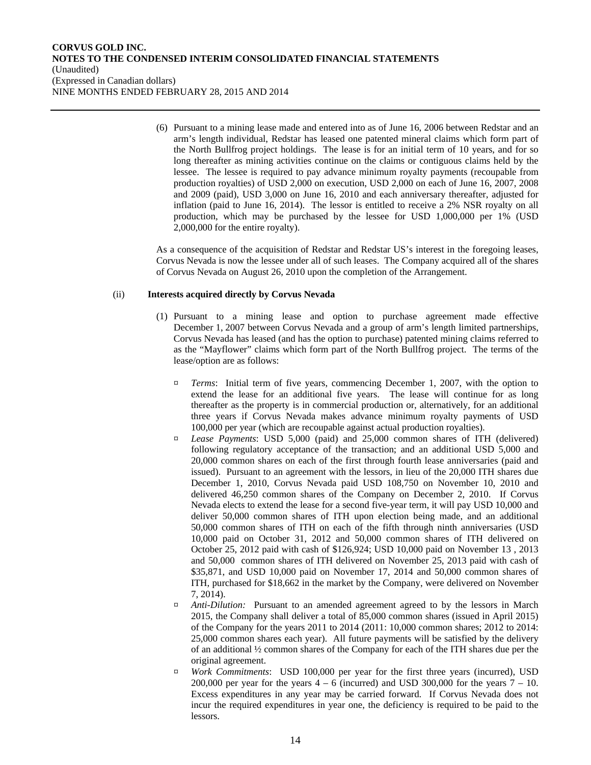(6) Pursuant to a mining lease made and entered into as of June 16, 2006 between Redstar and an arm's length individual, Redstar has leased one patented mineral claims which form part of the North Bullfrog project holdings. The lease is for an initial term of 10 years, and for so long thereafter as mining activities continue on the claims or contiguous claims held by the lessee. The lessee is required to pay advance minimum royalty payments (recoupable from production royalties) of USD 2,000 on execution, USD 2,000 on each of June 16, 2007, 2008 and 2009 (paid), USD 3,000 on June 16, 2010 and each anniversary thereafter, adjusted for inflation (paid to June 16, 2014). The lessor is entitled to receive a 2% NSR royalty on all production, which may be purchased by the lessee for USD 1,000,000 per 1% (USD 2,000,000 for the entire royalty).

As a consequence of the acquisition of Redstar and Redstar US's interest in the foregoing leases, Corvus Nevada is now the lessee under all of such leases. The Company acquired all of the shares of Corvus Nevada on August 26, 2010 upon the completion of the Arrangement.

(ii) **Interests acquired directly by Corvus Nevada**

(1) Pursuant to a mining lease and option to purchase agreement made effective December 1, 2007 between Corvus Nevada and a group of arm's length limited partnerships, Corvus Nevada has leased (and has the option to purchase) patented mining claims referred to as the "Mayflower" claims which form part of the North Bullfrog project. The terms of the lease/option are as follows:

- *Terms*: Initial term of five years, commencing December 1, 2007, with the option to extend the lease for an additional five years. The lease will continue for as long thereafter as the property is in commercial production or, alternatively, for an additional three years if Corvus Nevada makes advance minimum royalty payments of USD 100,000 per year (which are recoupable against actual production royalties).
- *Lease Payments*: USD 5,000 (paid) and 25,000 common shares of ITH (delivered) following regulatory acceptance of the transaction; and an additional USD 5,000 and 20,000 common shares on each of the first through fourth lease anniversaries (paid and issued). Pursuant to an agreement with the lessors, in lieu of the 20,000 ITH shares due December 1, 2010, Corvus Nevada paid USD 108,750 on November 10, 2010 and delivered 46,250 common shares of the Company on December 2, 2010. If Corvus Nevada elects to extend the lease for a second five-year term, it will pay USD 10,000 and deliver 50,000 common shares of ITH upon election being made, and an additional 50,000 common shares of ITH on each of the fifth through ninth anniversaries (USD 10,000 paid on October 31, 2012 and 50,000 common shares of ITH delivered on October 25, 2012 paid with cash of $126,924; USD 10,000 paid on November 13 , 2013 and 50,000 common shares of ITH delivered on November 25, 2013 paid with cash of $35,871, and USD 10,000 paid on November 17, 2014 and 50,000 common shares of ITH, purchased for $18,662 in the market by the Company, were delivered on November 7, 2014).
- *Anti-Dilution:* Pursuant to an amended agreement agreed to by the lessors in March 2015, the Company shall deliver a total of 85,000 common shares (issued in April 2015) of the Company for the years 2011 to 2014 (2011: 10,000 common shares; 2012 to 2014: 25,000 common shares each year). All future payments will be satisfied by the delivery of an additional ½ common shares of the Company for each of the ITH shares due per the original agreement.
- *Work Commitments*: USD 100,000 per year for the first three years (incurred), USD 200,000 per year for the years 4 – 6 (incurred) and USD 300,000 for the years 7 – 10. Excess expenditures in any year may be carried forward. If Corvus Nevada does not incur the required expenditures in year one, the deficiency is required to be paid to the lessors.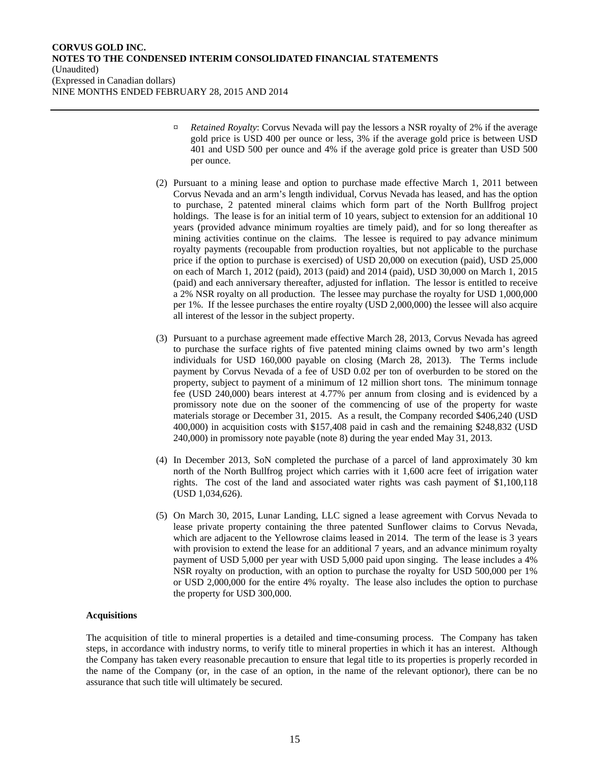- *Retained Royalty*: Corvus Nevada will pay the lessors a NSR royalty of 2% if the average gold price is USD 400 per ounce or less, 3% if the average gold price is between USD 401 and USD 500 per ounce and 4% if the average gold price is greater than USD 500 per ounce.

(2) Pursuant to a mining lease and option to purchase made effective March 1, 2011 between Corvus Nevada and an arm's length individual, Corvus Nevada has leased, and has the option to purchase, 2 patented mineral claims which form part of the North Bullfrog project holdings. The lease is for an initial term of 10 years, subject to extension for an additional 10 years (provided advance minimum royalties are timely paid), and for so long thereafter as mining activities continue on the claims. The lessee is required to pay advance minimum royalty payments (recoupable from production royalties, but not applicable to the purchase price if the option to purchase is exercised) of USD 20,000 on execution (paid), USD 25,000 on each of March 1, 2012 (paid), 2013 (paid) and 2014 (paid), USD 30,000 on March 1, 2015 (paid) and each anniversary thereafter, adjusted for inflation. The lessor is entitled to receive a 2% NSR royalty on all production. The lessee may purchase the royalty for USD 1,000,000 per 1%. If the lessee purchases the entire royalty (USD 2,000,000) the lessee will also acquire all interest of the lessor in the subject property.

(3) Pursuant to a purchase agreement made effective March 28, 2013, Corvus Nevada has agreed to purchase the surface rights of five patented mining claims owned by two arm's length individuals for USD 160,000 payable on closing (March 28, 2013). The Terms include payment by Corvus Nevada of a fee of USD 0.02 per ton of overburden to be stored on the property, subject to payment of a minimum of 12 million short tons. The minimum tonnage fee (USD 240,000) bears interest at 4.77% per annum from closing and is evidenced by a promissory note due on the sooner of the commencing of use of the property for waste materials storage or December 31, 2015. As a result, the Company recorded $406,240 (USD 400,000) in acquisition costs with $157,408 paid in cash and the remaining $248,832 (USD 240,000) in promissory note payable (note 8) during the year ended May 31, 2013.

(4) In December 2013, SoN completed the purchase of a parcel of land approximately 30 km north of the North Bullfrog project which carries with it 1,600 acre feet of irrigation water rights. The cost of the land and associated water rights was cash payment of $1,100,118 (USD 1,034,626).

(5) On March 30, 2015, Lunar Landing, LLC signed a lease agreement with Corvus Nevada to lease private property containing the three patented Sunflower claims to Corvus Nevada, which are adjacent to the Yellowrose claims leased in 2014. The term of the lease is 3 years with provision to extend the lease for an additional 7 years, and an advance minimum royalty payment of USD 5,000 per year with USD 5,000 paid upon singing. The lease includes a 4% NSR royalty on production, with an option to purchase the royalty for USD 500,000 per 1% or USD 2,000,000 for the entire 4% royalty. The lease also includes the option to purchase the property for USD 300,000.

**Acquisitions**

The acquisition of title to mineral properties is a detailed and time-consuming process. The Company has taken steps, in accordance with industry norms, to verify title to mineral properties in which it has an interest. Although the Company has taken every reasonable precaution to ensure that legal title to its properties is properly recorded in the name of the Company (or, in the case of an option, in the name of the relevant optionor), there can be no assurance that such title will ultimately be secured.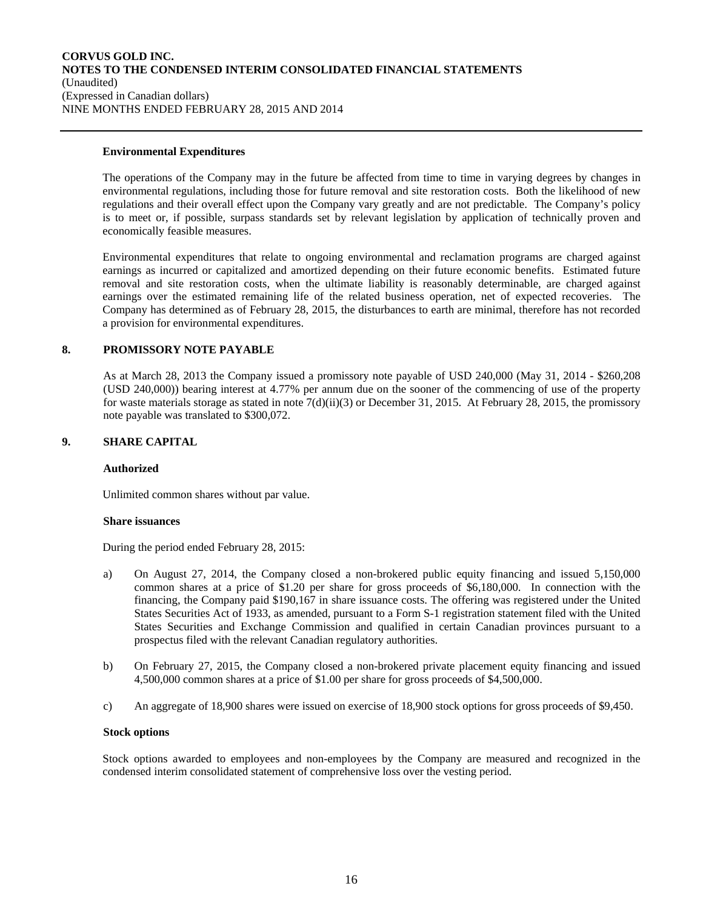#### Environmental Expenditures

The operations of the Company may in the future be affected from time to time in varying degrees by changes in environmental regulations, including those for future removal and site restoration costs. Both the likelihood of new regulations and their overall effect upon the Company vary greatly and are not predictable. The Company's policy is to meet or, if possible, surpass standards set by relevant legislation by application of technically proven and economically feasible measures.

Environmental expenditures that relate to ongoing environmental and reclamation programs are charged against earnings as incurred or capitalized and amortized depending on their future economic benefits. Estimated future removal and site restoration costs, when the ultimate liability is reasonably determinable, are charged against earnings over the estimated remaining life of the related business operation, net of expected recoveries. The Company has determined as of February 28, 2015, the disturbances to earth are minimal, therefore has not recorded a provision for environmental expenditures.

## 8. PROMISSORY NOTE PAYABLE

As at March 28, 2013 the Company issued a promissory note payable of USD 240,000 (May 31, 2014 - $260,208 (USD 240,000)) bearing interest at 4.77% per annum due on the sooner of the commencing of use of the property for waste materials storage as stated in note 7(d)(ii)(3) or December 31, 2015. At February 28, 2015, the promissory note payable was translated to $300,072.

## 9. SHARE CAPITAL

#### Authorized

Unlimited common shares without par value.

#### Share issuances

During the period ended February 28, 2015:

a) On August 27, 2014, the Company closed a non-brokered public equity financing and issued 5,150,000 common shares at a price of $1.20 per share for gross proceeds of $6,180,000. In connection with the financing, the Company paid $190,167 in share issuance costs. The offering was registered under the United States Securities Act of 1933, as amended, pursuant to a Form S-1 registration statement filed with the United States Securities and Exchange Commission and qualified in certain Canadian provinces pursuant to a prospectus filed with the relevant Canadian regulatory authorities.

b) On February 27, 2015, the Company closed a non-brokered private placement equity financing and issued 4,500,000 common shares at a price of $1.00 per share for gross proceeds of $4,500,000.

c) An aggregate of 18,900 shares were issued on exercise of 18,900 stock options for gross proceeds of $9,450.

#### Stock options

Stock options awarded to employees and non-employees by the Company are measured and recognized in the condensed interim consolidated statement of comprehensive loss over the vesting period.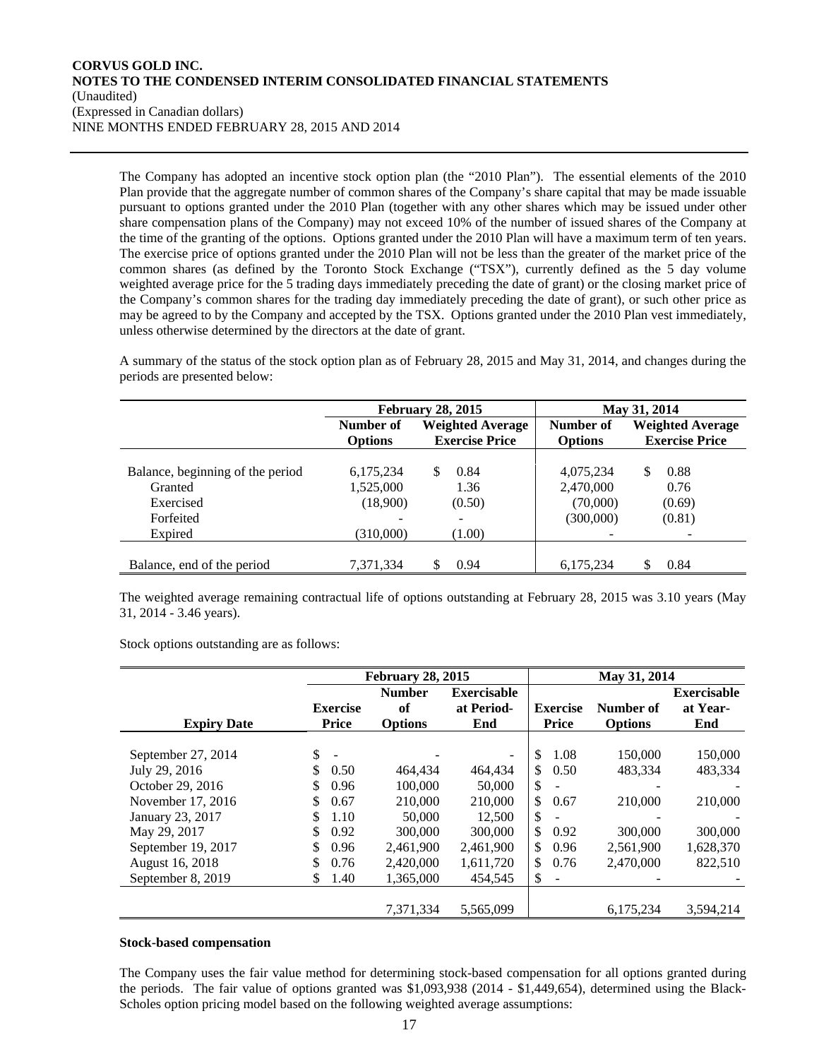The Company has adopted an incentive stock option plan (the "2010 Plan"). The essential elements of the 2010 Plan provide that the aggregate number of common shares of the Company's share capital that may be made issuable pursuant to options granted under the 2010 Plan (together with any other shares which may be issued under other share compensation plans of the Company) may not exceed 10% of the number of issued shares of the Company at the time of the granting of the options. Options granted under the 2010 Plan will have a maximum term of ten years. The exercise price of options granted under the 2010 Plan will not be less than the greater of the market price of the common shares (as defined by the Toronto Stock Exchange ("TSX"), currently defined as the 5 day volume weighted average price for the 5 trading days immediately preceding the date of grant) or the closing market price of the Company's common shares for the trading day immediately preceding the date of grant), or such other price as may be agreed to by the Company and accepted by the TSX. Options granted under the 2010 Plan vest immediately, unless otherwise determined by the directors at the date of grant.

A summary of the status of the stock option plan as of February 28, 2015 and May 31, 2014, and changes during the periods are presented below:

| | February 28, 2015 | | May 31, 2014 | |
|---|---|---|---|---|
| | Number of Options | Weighted Average Exercise Price | Number of Options | Weighted Average Exercise Price |
| Balance, beginning of the period | 6,175,234 | $ 0.84 | 4,075,234 | $ 0.88 |
| Granted | 1,525,000 | 1.36 | 2,470,000 | 0.76 |
| Exercised | (18,900) | (0.50) | (70,000) | (0.69) |
| Forfeited | - | - | (300,000) | (0.81) |
| Expired | (310,000) | (1.00) | - | - |
| Balance, end of the period | 7,371,334 | $ 0.94 | 6,175,234 | $ 0.84 |

The weighted average remaining contractual life of options outstanding at February 28, 2015 was 3.10 years (May 31, 2014 - 3.46 years).

Stock options outstanding are as follows:

| | February 28, 2015 | | | May 31, 2014 | | |
|---|---|---|---|---|---|---|
| Expiry Date | Exercise Price | Number of Options | Exercisable at Period-End | Exercise Price | Number of Options | Exercisable at Year-End |
| September 27, 2014 | $ - | - | - | $ 1.08 | 150,000 | 150,000 |
| July 29, 2016 | $ 0.50 | 464,434 | 464,434 | $ 0.50 | 483,334 | 483,334 |
| October 29, 2016 | $ 0.96 | 100,000 | 50,000 | $ - | - | - |
| November 17, 2016 | $ 0.67 | 210,000 | 210,000 | $ 0.67 | 210,000 | 210,000 |
| January 23, 2017 | $ 1.10 | 50,000 | 12,500 | $ - | - | - |
| May 29, 2017 | $ 0.92 | 300,000 | 300,000 | $ 0.92 | 300,000 | 300,000 |
| September 19, 2017 | $ 0.96 | 2,461,900 | 2,461,900 | $ 0.96 | 2,561,900 | 1,628,370 |
| August 16, 2018 | $ 0.76 | 2,420,000 | 1,611,720 | $ 0.76 | 2,470,000 | 822,510 |
| September 8, 2019 | $ 1.40 | 1,365,000 | 454,545 | $ - | - | - |
| | | 7,371,334 | 5,565,099 | | 6,175,234 | 3,594,214 |

### Stock-based compensation

The Company uses the fair value method for determining stock-based compensation for all options granted during the periods. The fair value of options granted was $1,093,938 (2014 - $1,449,654), determined using the Black-Scholes option pricing model based on the following weighted average assumptions: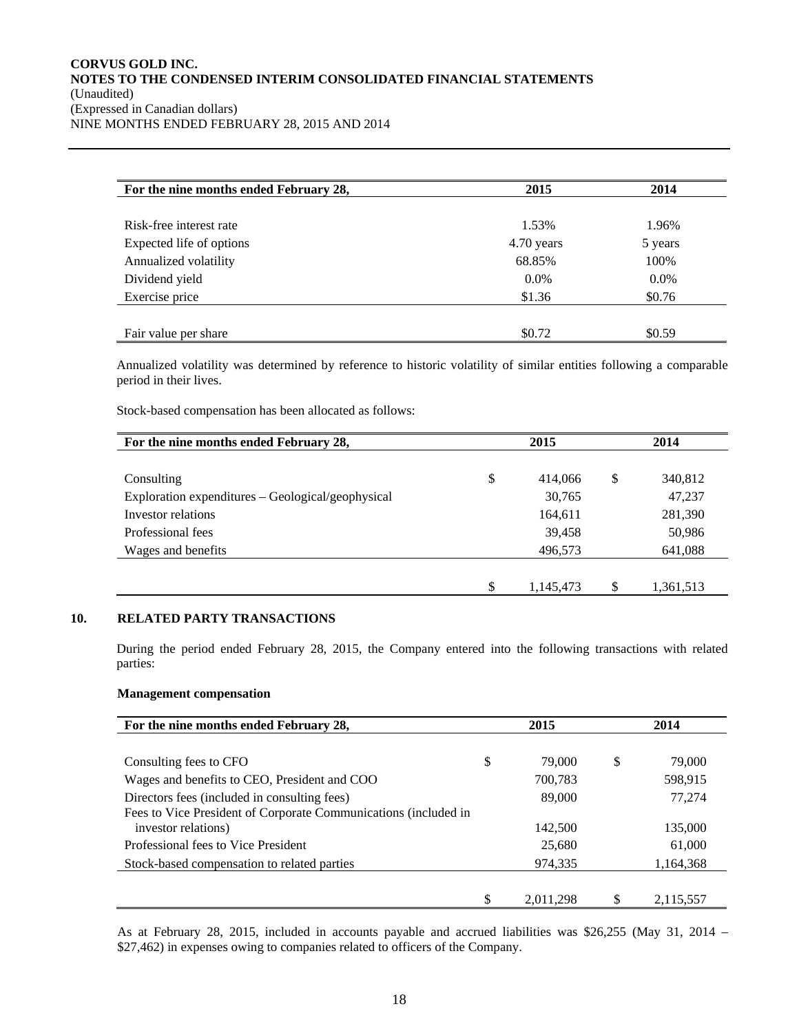| For the nine months ended February 28, | 2015 | 2014 |
|---|---|---|
| Risk-free interest rate | 1.53% | 1.96% |
| Expected life of options | 4.70 years | 5 years |
| Annualized volatility | 68.85% | 100% |
| Dividend yield | 0.0% | 0.0% |
| Exercise price | $1.36 | $0.76 |
| Fair value per share | $0.72 | $0.59 |

Annualized volatility was determined by reference to historic volatility of similar entities following a comparable period in their lives.

Stock-based compensation has been allocated as follows:

| For the nine months ended February 28, | 2015 | 2014 |
|---|---|---|
| Consulting | $ 414,066 | $ 340,812 |
| Exploration expenditures – Geological/geophysical | 30,765 | 47,237 |
| Investor relations | 164,611 | 281,390 |
| Professional fees | 39,458 | 50,986 |
| Wages and benefits | 496,573 | 641,088 |
| | $ 1,145,473 | $ 1,361,513 |

## 10. RELATED PARTY TRANSACTIONS

During the period ended February 28, 2015, the Company entered into the following transactions with related parties:

**Management compensation**

| For the nine months ended February 28, | 2015 | 2014 |
|---|---|---|
| Consulting fees to CFO | $ 79,000 | $ 79,000 |
| Wages and benefits to CEO, President and COO | 700,783 | 598,915 |
| Directors fees (included in consulting fees) | 89,000 | 77,274 |
| Fees to Vice President of Corporate Communications (included in investor relations) | 142,500 | 135,000 |
| Professional fees to Vice President | 25,680 | 61,000 |
| Stock-based compensation to related parties | 974,335 | 1,164,368 |
| | $ 2,011,298 | $ 2,115,557 |

As at February 28, 2015, included in accounts payable and accrued liabilities was $26,255 (May 31, 2014 – $27,462) in expenses owing to companies related to officers of the Company.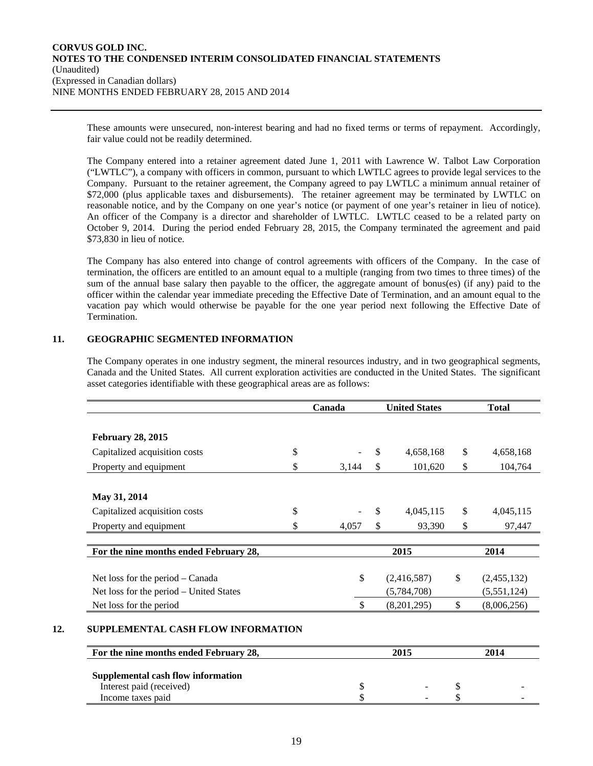These amounts were unsecured, non-interest bearing and had no fixed terms or terms of repayment. Accordingly, fair value could not be readily determined.

The Company entered into a retainer agreement dated June 1, 2011 with Lawrence W. Talbot Law Corporation ("LWTLC"), a company with officers in common, pursuant to which LWTLC agrees to provide legal services to the Company. Pursuant to the retainer agreement, the Company agreed to pay LWTLC a minimum annual retainer of $72,000 (plus applicable taxes and disbursements). The retainer agreement may be terminated by LWTLC on reasonable notice, and by the Company on one year's notice (or payment of one year's retainer in lieu of notice). An officer of the Company is a director and shareholder of LWTLC. LWTLC ceased to be a related party on October 9, 2014. During the period ended February 28, 2015, the Company terminated the agreement and paid $73,830 in lieu of notice.

The Company has also entered into change of control agreements with officers of the Company. In the case of termination, the officers are entitled to an amount equal to a multiple (ranging from two times to three times) of the sum of the annual base salary then payable to the officer, the aggregate amount of bonus(es) (if any) paid to the officer within the calendar year immediate preceding the Effective Date of Termination, and an amount equal to the vacation pay which would otherwise be payable for the one year period next following the Effective Date of Termination.

## 11. GEOGRAPHIC SEGMENTED INFORMATION

The Company operates in one industry segment, the mineral resources industry, and in two geographical segments, Canada and the United States. All current exploration activities are conducted in the United States. The significant asset categories identifiable with these geographical areas are as follows:

| | Canada | United States | Total |
|---|---|---|---|
| **February 28, 2015** | | | |
| Capitalized acquisition costs | $ - | $ 4,658,168 | $ 4,658,168 |
| Property and equipment | $ 3,144 | $ 101,620 | $ 104,764 |
| **May 31, 2014** | | | |
| Capitalized acquisition costs | $ - | $ 4,045,115 | $ 4,045,115 |
| Property and equipment | $ 4,057 | $ 93,390 | $ 97,447 |

| For the nine months ended February 28, | 2015 | 2014 |
|---|---|---|
| Net loss for the period – Canada | $ (2,416,587) | $ (2,455,132) |
| Net loss for the period – United States | (5,784,708) | (5,551,124) |
| Net loss for the period | $ (8,201,295) | $ (8,006,256) |

## 12. SUPPLEMENTAL CASH FLOW INFORMATION

| For the nine months ended February 28, | 2015 | 2014 |
|---|---|---|
| **Supplemental cash flow information** | | |
| Interest paid (received) | $ - | $ - |
| Income taxes paid | $ - | $ - |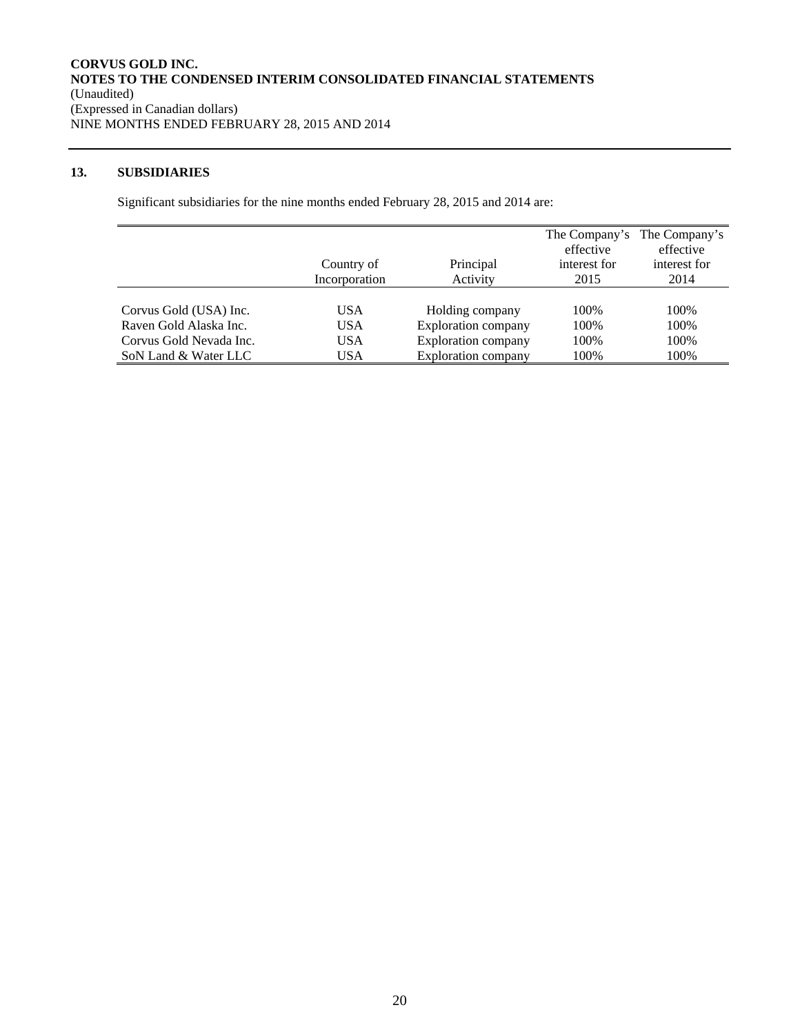**CORVUS GOLD INC.**
**NOTES TO THE CONDENSED INTERIM CONSOLIDATED FINANCIAL STATEMENTS**
(Unaudited)
(Expressed in Canadian dollars)
NINE MONTHS ENDED FEBRUARY 28, 2015 AND 2014

## 13. SUBSIDIARIES

Significant subsidiaries for the nine months ended February 28, 2015 and 2014 are:

| | Country of Incorporation | Principal Activity | The Company's effective interest for 2015 | The Company's effective interest for 2014 |
|---|---|---|---|---|
| Corvus Gold (USA) Inc. | USA | Holding company | 100% | 100% |
| Raven Gold Alaska Inc. | USA | Exploration company | 100% | 100% |
| Corvus Gold Nevada Inc. | USA | Exploration company | 100% | 100% |
| SoN Land & Water LLC | USA | Exploration company | 100% | 100% |